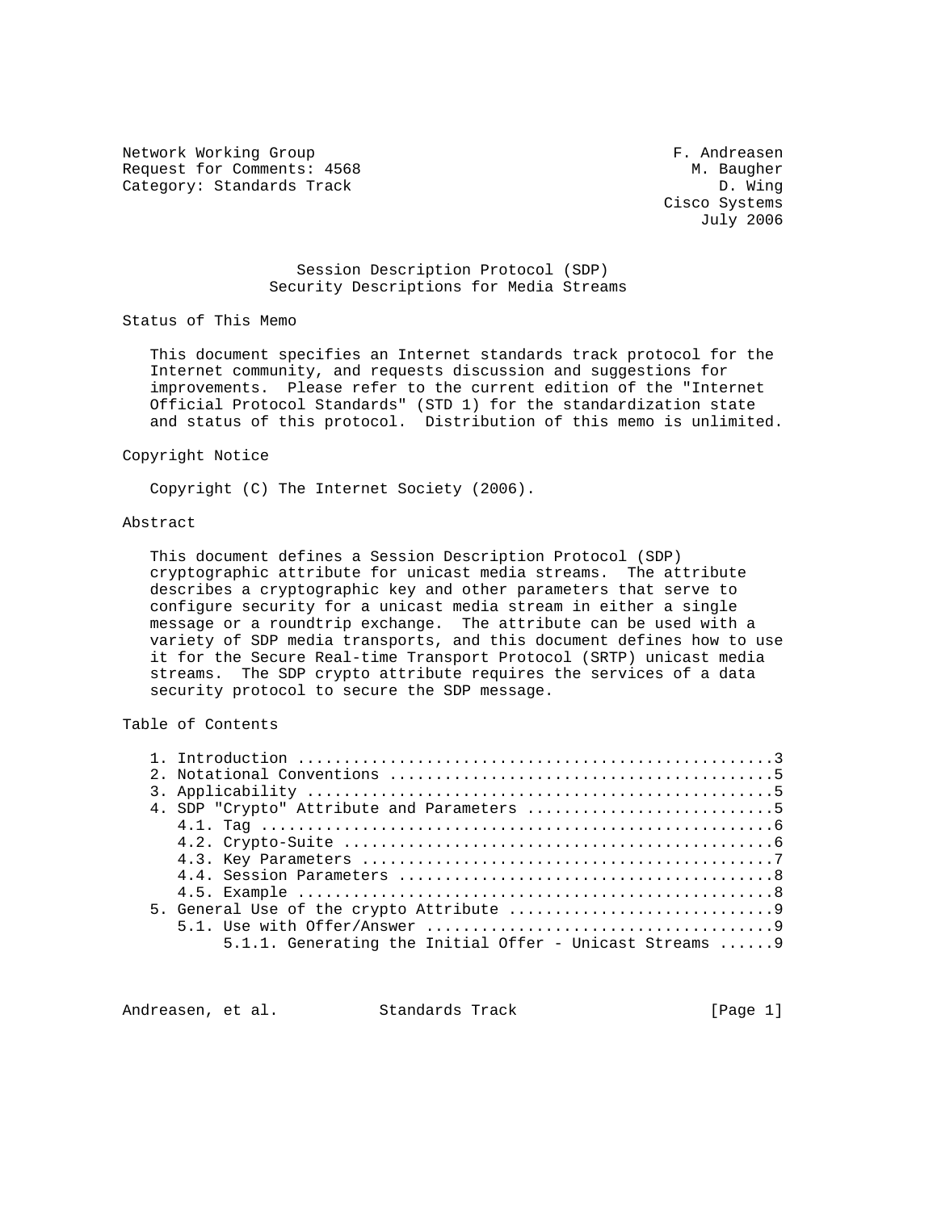Network Working Group F. Andreasen
Request for Comments: 4568 M. Baugher
Category: Standards Track D. Wing
Cisco Systems
July 2006

# Session Description Protocol (SDP) Security Descriptions for Media Streams

## Status of This Memo

This document specifies an Internet standards track protocol for the Internet community, and requests discussion and suggestions for improvements. Please refer to the current edition of the "Internet Official Protocol Standards" (STD 1) for the standardization state and status of this protocol. Distribution of this memo is unlimited.

## Copyright Notice

Copyright (C) The Internet Society (2006).

## Abstract

This document defines a Session Description Protocol (SDP) cryptographic attribute for unicast media streams. The attribute describes a cryptographic key and other parameters that serve to configure security for a unicast media stream in either a single message or a roundtrip exchange. The attribute can be used with a variety of SDP media transports, and this document defines how to use it for the Secure Real-time Transport Protocol (SRTP) unicast media streams. The SDP crypto attribute requires the services of a data security protocol to secure the SDP message.

## Table of Contents

```
   1. Introduction ....................................................3
   2. Notational Conventions ..........................................5
   3. Applicability ...................................................5
   4. SDP "Crypto" Attribute and Parameters ...........................5
      4.1. Tag ........................................................6
      4.2. Crypto-Suite ...............................................6
      4.3. Key Parameters .............................................7
      4.4. Session Parameters .........................................8
      4.5. Example ....................................................8
   5. General Use of the crypto Attribute .............................9
      5.1. Use with Offer/Answer ......................................9
           5.1.1. Generating the Initial Offer - Unicast Streams ......9
```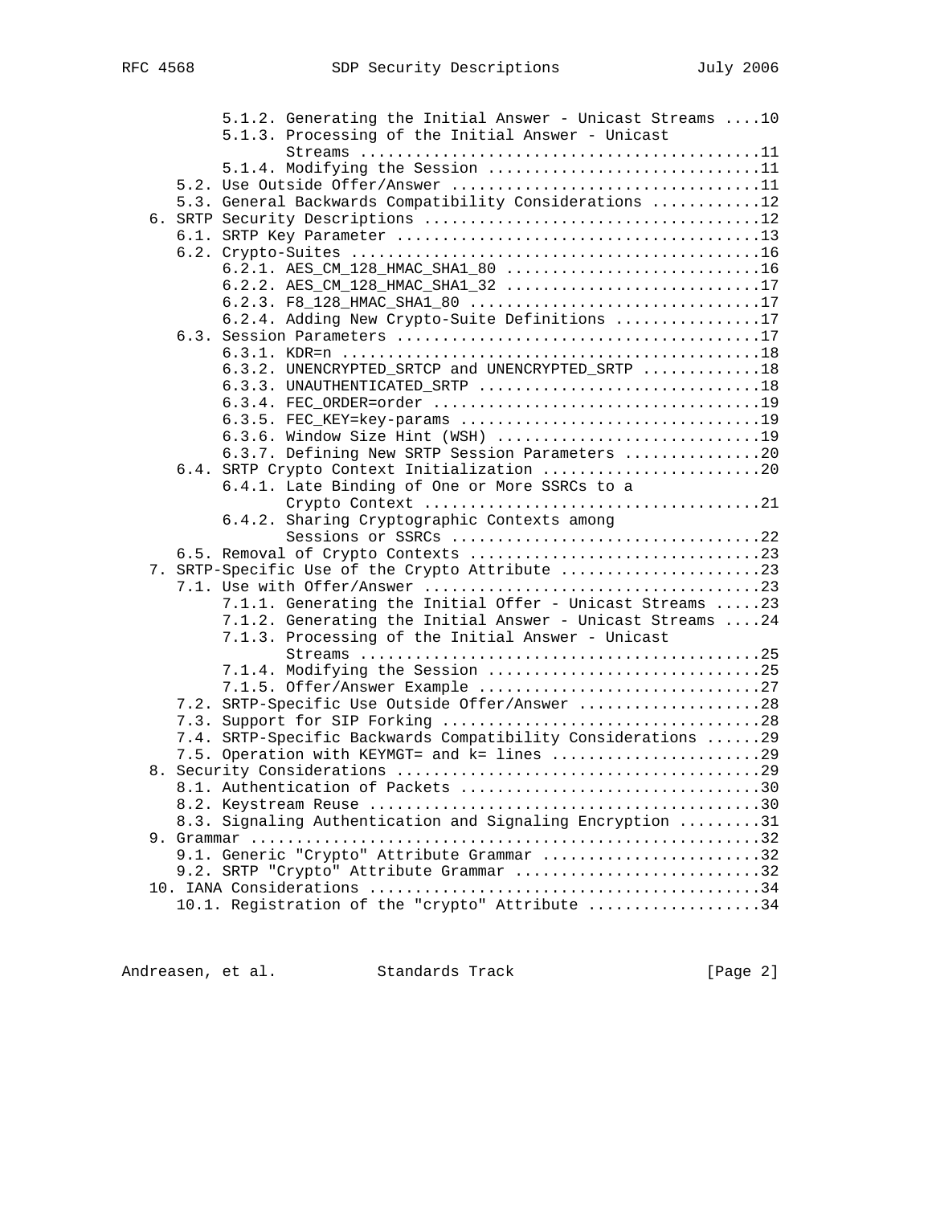```
         5.1.2. Generating the Initial Answer - Unicast Streams ....10
         5.1.3. Processing of the Initial Answer - Unicast
                Streams ...........................................11
         5.1.4. Modifying the Session .............................11
    5.2. Use Outside Offer/Answer .................................11
    5.3. General Backwards Compatibility Considerations ...........12
 6. SRTP Security Descriptions ....................................12
    6.1. SRTP Key Parameter .......................................13
    6.2. Crypto-Suites ............................................16
         6.2.1. AES_CM_128_HMAC_SHA1_80 ...........................16
         6.2.2. AES_CM_128_HMAC_SHA1_32 ...........................17
         6.2.3. F8_128_HMAC_SHA1_80 ...............................17
         6.2.4. Adding New Crypto-Suite Definitions ...............17
    6.3. Session Parameters .......................................17
         6.3.1. KDR=n .............................................18
         6.3.2. UNENCRYPTED_SRTCP and UNENCRYPTED_SRTP ............18
         6.3.3. UNAUTHENTICATED_SRTP ..............................18
         6.3.4. FEC_ORDER=order ...................................19
         6.3.5. FEC_KEY=key-params ................................19
         6.3.6. Window Size Hint (WSH) ............................19
         6.3.7. Defining New SRTP Session Parameters ..............20
    6.4. SRTP Crypto Context Initialization .......................20
         6.4.1. Late Binding of One or More SSRCs to a
                Crypto Context ....................................21
         6.4.2. Sharing Cryptographic Contexts among
                Sessions or SSRCs .................................22
    6.5. Removal of Crypto Contexts ...............................23
 7. SRTP-Specific Use of the Crypto Attribute .....................23
    7.1. Use with Offer/Answer ....................................23
         7.1.1. Generating the Initial Offer - Unicast Streams .....23
         7.1.2. Generating the Initial Answer - Unicast Streams ....24
         7.1.3. Processing of the Initial Answer - Unicast
                Streams ...........................................25
         7.1.4. Modifying the Session .............................25
         7.1.5. Offer/Answer Example ..............................27
    7.2. SRTP-Specific Use Outside Offer/Answer ...................28
    7.3. Support for SIP Forking ..................................28
    7.4. SRTP-Specific Backwards Compatibility Considerations ......29
    7.5. Operation with KEYMGT= and k= lines ......................29
 8. Security Considerations .......................................29
    8.1. Authentication of Packets ................................30
    8.2. Keystream Reuse ..........................................30
    8.3. Signaling Authentication and Signaling Encryption .........31
 9. Grammar .......................................................32
    9.1. Generic "Crypto" Attribute Grammar .......................32
    9.2. SRTP "Crypto" Attribute Grammar ..........................32
 10. IANA Considerations ..........................................34
    10.1. Registration of the "crypto" Attribute ..................34
```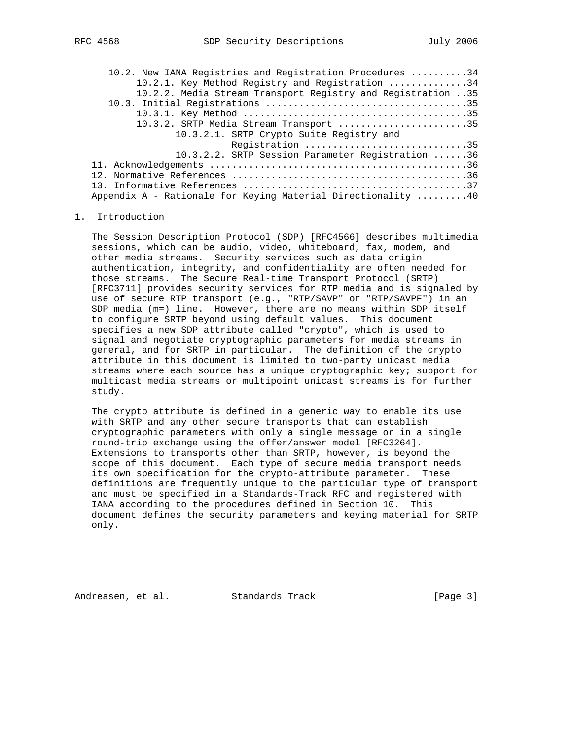10.2. New IANA Registries and Registration Procedures ..........34
      10.2.1. Key Method Registry and Registration .............34
      10.2.2. Media Stream Transport Registry and Registration ..35
10.3. Initial Registrations ....................................35
      10.3.1. Key Method .......................................35
      10.3.2. SRTP Media Stream Transport .......................35
              10.3.2.1. SRTP Crypto Suite Registry and Registration ............................35
              10.3.2.2. SRTP Session Parameter Registration ......36
11. Acknowledgements .............................................36
12. Normative References .........................................36
13. Informative References .......................................37
Appendix A - Rationale for Keying Material Directionality .........40

# 1. Introduction

The Session Description Protocol (SDP) [RFC4566] describes multimedia sessions, which can be audio, video, whiteboard, fax, modem, and other media streams. Security services such as data origin authentication, integrity, and confidentiality are often needed for those streams. The Secure Real-time Transport Protocol (SRTP) [RFC3711] provides security services for RTP media and is signaled by use of secure RTP transport (e.g., "RTP/SAVP" or "RTP/SAVPF") in an SDP media (m=) line. However, there are no means within SDP itself to configure SRTP beyond using default values. This document specifies a new SDP attribute called "crypto", which is used to signal and negotiate cryptographic parameters for media streams in general, and for SRTP in particular. The definition of the crypto attribute in this document is limited to two-party unicast media streams where each source has a unique cryptographic key; support for multicast media streams or multipoint unicast streams is for further study.

The crypto attribute is defined in a generic way to enable its use with SRTP and any other secure transports that can establish cryptographic parameters with only a single message or in a single round-trip exchange using the offer/answer model [RFC3264]. Extensions to transports other than SRTP, however, is beyond the scope of this document. Each type of secure media transport needs its own specification for the crypto-attribute parameter. These definitions are frequently unique to the particular type of transport and must be specified in a Standards-Track RFC and registered with IANA according to the procedures defined in Section 10. This document defines the security parameters and keying material for SRTP only.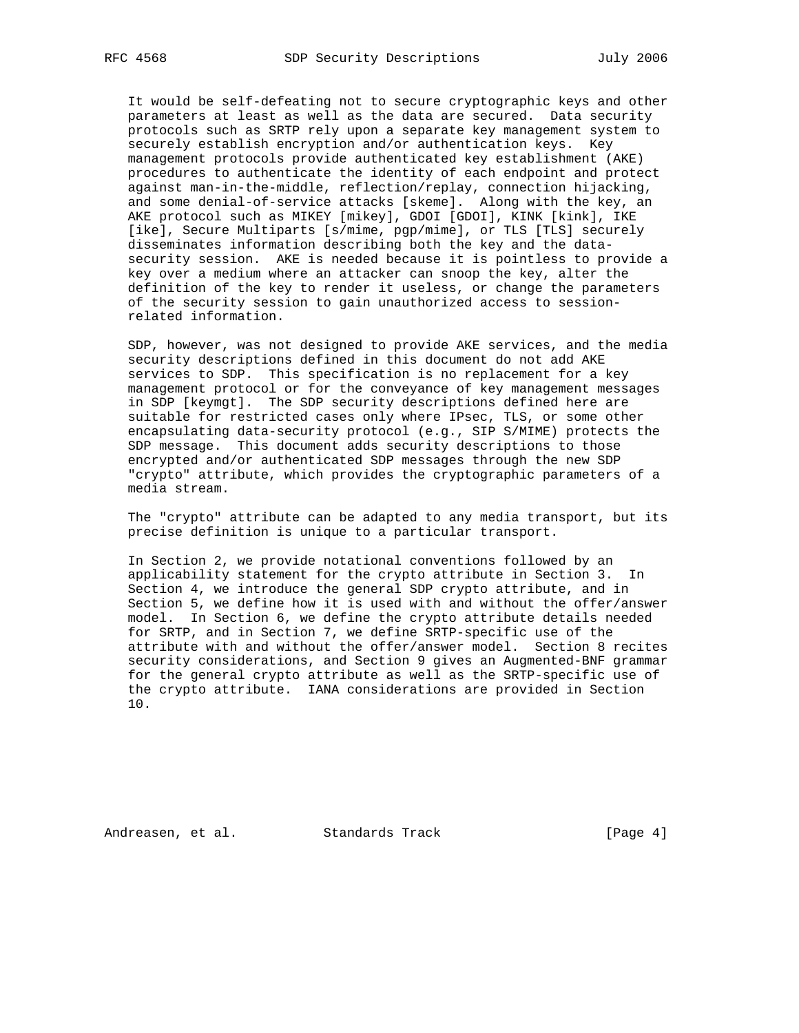It would be self-defeating not to secure cryptographic keys and other parameters at least as well as the data are secured. Data security protocols such as SRTP rely upon a separate key management system to securely establish encryption and/or authentication keys. Key management protocols provide authenticated key establishment (AKE) procedures to authenticate the identity of each endpoint and protect against man-in-the-middle, reflection/replay, connection hijacking, and some denial-of-service attacks [skeme]. Along with the key, an AKE protocol such as MIKEY [mikey], GDOI [GDOI], KINK [kink], IKE [ike], Secure Multiparts [s/mime, pgp/mime], or TLS [TLS] securely disseminates information describing both the key and the data-security session. AKE is needed because it is pointless to provide a key over a medium where an attacker can snoop the key, alter the definition of the key to render it useless, or change the parameters of the security session to gain unauthorized access to session-related information.

SDP, however, was not designed to provide AKE services, and the media security descriptions defined in this document do not add AKE services to SDP. This specification is no replacement for a key management protocol or for the conveyance of key management messages in SDP [keymgt]. The SDP security descriptions defined here are suitable for restricted cases only where IPsec, TLS, or some other encapsulating data-security protocol (e.g., SIP S/MIME) protects the SDP message. This document adds security descriptions to those encrypted and/or authenticated SDP messages through the new SDP "crypto" attribute, which provides the cryptographic parameters of a media stream.

The "crypto" attribute can be adapted to any media transport, but its precise definition is unique to a particular transport.

In Section 2, we provide notational conventions followed by an applicability statement for the crypto attribute in Section 3. In Section 4, we introduce the general SDP crypto attribute, and in Section 5, we define how it is used with and without the offer/answer model. In Section 6, we define the crypto attribute details needed for SRTP, and in Section 7, we define SRTP-specific use of the attribute with and without the offer/answer model. Section 8 recites security considerations, and Section 9 gives an Augmented-BNF grammar for the general crypto attribute as well as the SRTP-specific use of the crypto attribute. IANA considerations are provided in Section 10.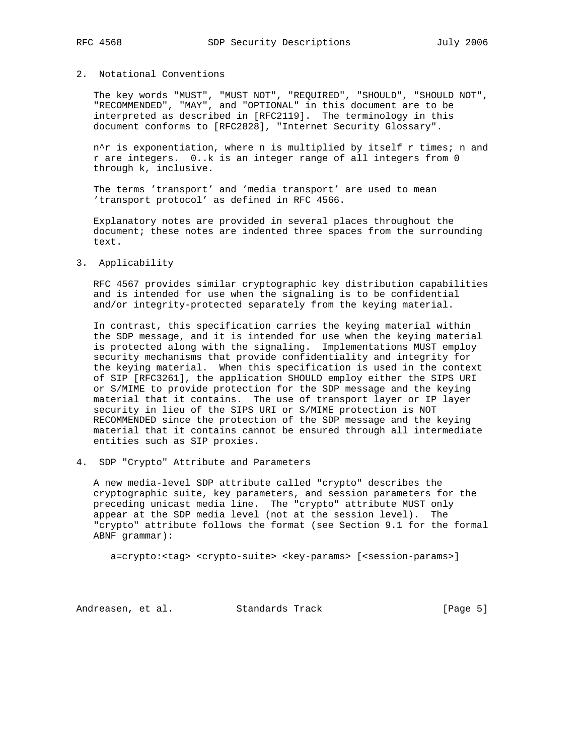## 2. Notational Conventions

The key words "MUST", "MUST NOT", "REQUIRED", "SHOULD", "SHOULD NOT", "RECOMMENDED", "MAY", and "OPTIONAL" in this document are to be interpreted as described in [RFC2119]. The terminology in this document conforms to [RFC2828], "Internet Security Glossary".

n^r is exponentiation, where n is multiplied by itself r times; n and r are integers. 0..k is an integer range of all integers from 0 through k, inclusive.

The terms 'transport' and 'media transport' are used to mean 'transport protocol' as defined in RFC 4566.

Explanatory notes are provided in several places throughout the document; these notes are indented three spaces from the surrounding text.

## 3. Applicability

RFC 4567 provides similar cryptographic key distribution capabilities and is intended for use when the signaling is to be confidential and/or integrity-protected separately from the keying material.

In contrast, this specification carries the keying material within the SDP message, and it is intended for use when the keying material is protected along with the signaling. Implementations MUST employ security mechanisms that provide confidentiality and integrity for the keying material. When this specification is used in the context of SIP [RFC3261], the application SHOULD employ either the SIPS URI or S/MIME to provide protection for the SDP message and the keying material that it contains. The use of transport layer or IP layer security in lieu of the SIPS URI or S/MIME protection is NOT RECOMMENDED since the protection of the SDP message and the keying material that it contains cannot be ensured through all intermediate entities such as SIP proxies.

## 4. SDP "Crypto" Attribute and Parameters

A new media-level SDP attribute called "crypto" describes the cryptographic suite, key parameters, and session parameters for the preceding unicast media line. The "crypto" attribute MUST only appear at the SDP media level (not at the session level). The "crypto" attribute follows the format (see Section 9.1 for the formal ABNF grammar):

```
a=crypto:<tag> <crypto-suite> <key-params> [<session-params>]
```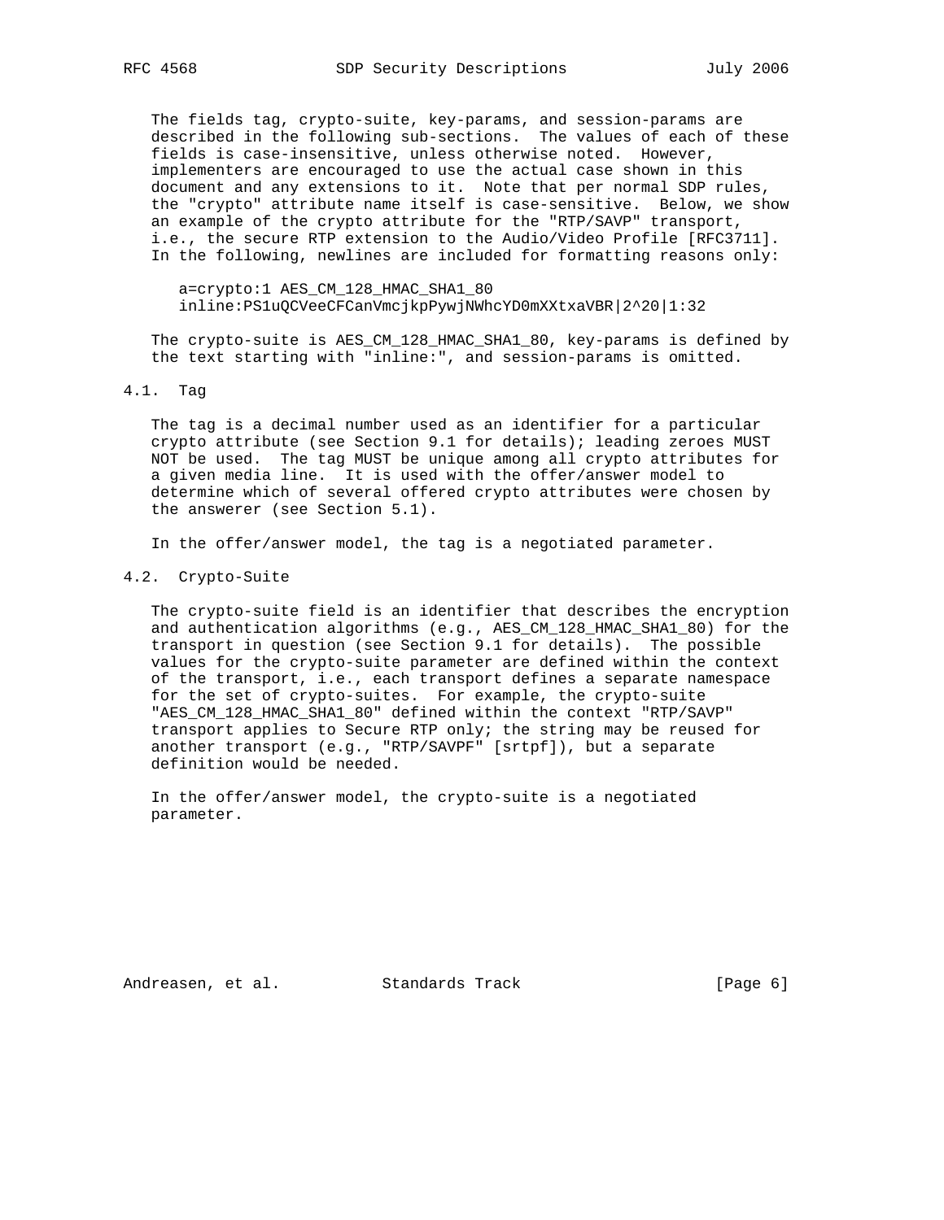The fields tag, crypto-suite, key-params, and session-params are described in the following sub-sections. The values of each of these fields is case-insensitive, unless otherwise noted. However, implementers are encouraged to use the actual case shown in this document and any extensions to it. Note that per normal SDP rules, the "crypto" attribute name itself is case-sensitive. Below, we show an example of the crypto attribute for the "RTP/SAVP" transport, i.e., the secure RTP extension to the Audio/Video Profile [RFC3711]. In the following, newlines are included for formatting reasons only:

```
a=crypto:1 AES_CM_128_HMAC_SHA1_80
inline:PS1uQCVeeCFCanVmcjkpPywjNWhcYD0mXXtxaVBR|2^20|1:32
```

The crypto-suite is AES_CM_128_HMAC_SHA1_80, key-params is defined by the text starting with "inline:", and session-params is omitted.

## 4.1. Tag

The tag is a decimal number used as an identifier for a particular crypto attribute (see Section 9.1 for details); leading zeroes MUST NOT be used. The tag MUST be unique among all crypto attributes for a given media line. It is used with the offer/answer model to determine which of several offered crypto attributes were chosen by the answerer (see Section 5.1).

In the offer/answer model, the tag is a negotiated parameter.

## 4.2. Crypto-Suite

The crypto-suite field is an identifier that describes the encryption and authentication algorithms (e.g., AES_CM_128_HMAC_SHA1_80) for the transport in question (see Section 9.1 for details). The possible values for the crypto-suite parameter are defined within the context of the transport, i.e., each transport defines a separate namespace for the set of crypto-suites. For example, the crypto-suite "AES_CM_128_HMAC_SHA1_80" defined within the context "RTP/SAVP" transport applies to Secure RTP only; the string may be reused for another transport (e.g., "RTP/SAVPF" [srtpf]), but a separate definition would be needed.

In the offer/answer model, the crypto-suite is a negotiated parameter.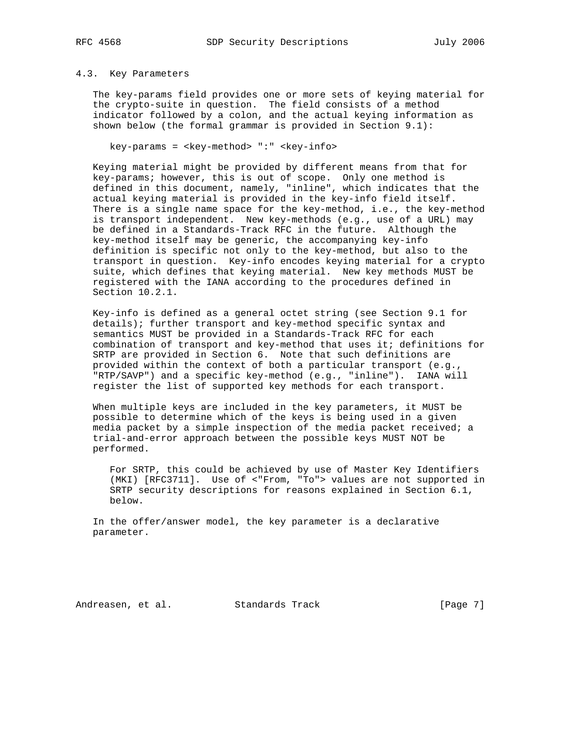### 4.3. Key Parameters

The key-params field provides one or more sets of keying material for the crypto-suite in question. The field consists of a method indicator followed by a colon, and the actual keying information as shown below (the formal grammar is provided in Section 9.1):

```
key-params = <key-method> ":" <key-info>
```

Keying material might be provided by different means from that for key-params; however, this is out of scope. Only one method is defined in this document, namely, "inline", which indicates that the actual keying material is provided in the key-info field itself. There is a single name space for the key-method, i.e., the key-method is transport independent. New key-methods (e.g., use of a URL) may be defined in a Standards-Track RFC in the future. Although the key-method itself may be generic, the accompanying key-info definition is specific not only to the key-method, but also to the transport in question. Key-info encodes keying material for a crypto suite, which defines that keying material. New key methods MUST be registered with the IANA according to the procedures defined in Section 10.2.1.

Key-info is defined as a general octet string (see Section 9.1 for details); further transport and key-method specific syntax and semantics MUST be provided in a Standards-Track RFC for each combination of transport and key-method that uses it; definitions for SRTP are provided in Section 6. Note that such definitions are provided within the context of both a particular transport (e.g., "RTP/SAVP") and a specific key-method (e.g., "inline"). IANA will register the list of supported key methods for each transport.

When multiple keys are included in the key parameters, it MUST be possible to determine which of the keys is being used in a given media packet by a simple inspection of the media packet received; a trial-and-error approach between the possible keys MUST NOT be performed.

> For SRTP, this could be achieved by use of Master Key Identifiers (MKI) [RFC3711]. Use of <"From, "To"> values are not supported in SRTP security descriptions for reasons explained in Section 6.1, below.

In the offer/answer model, the key parameter is a declarative parameter.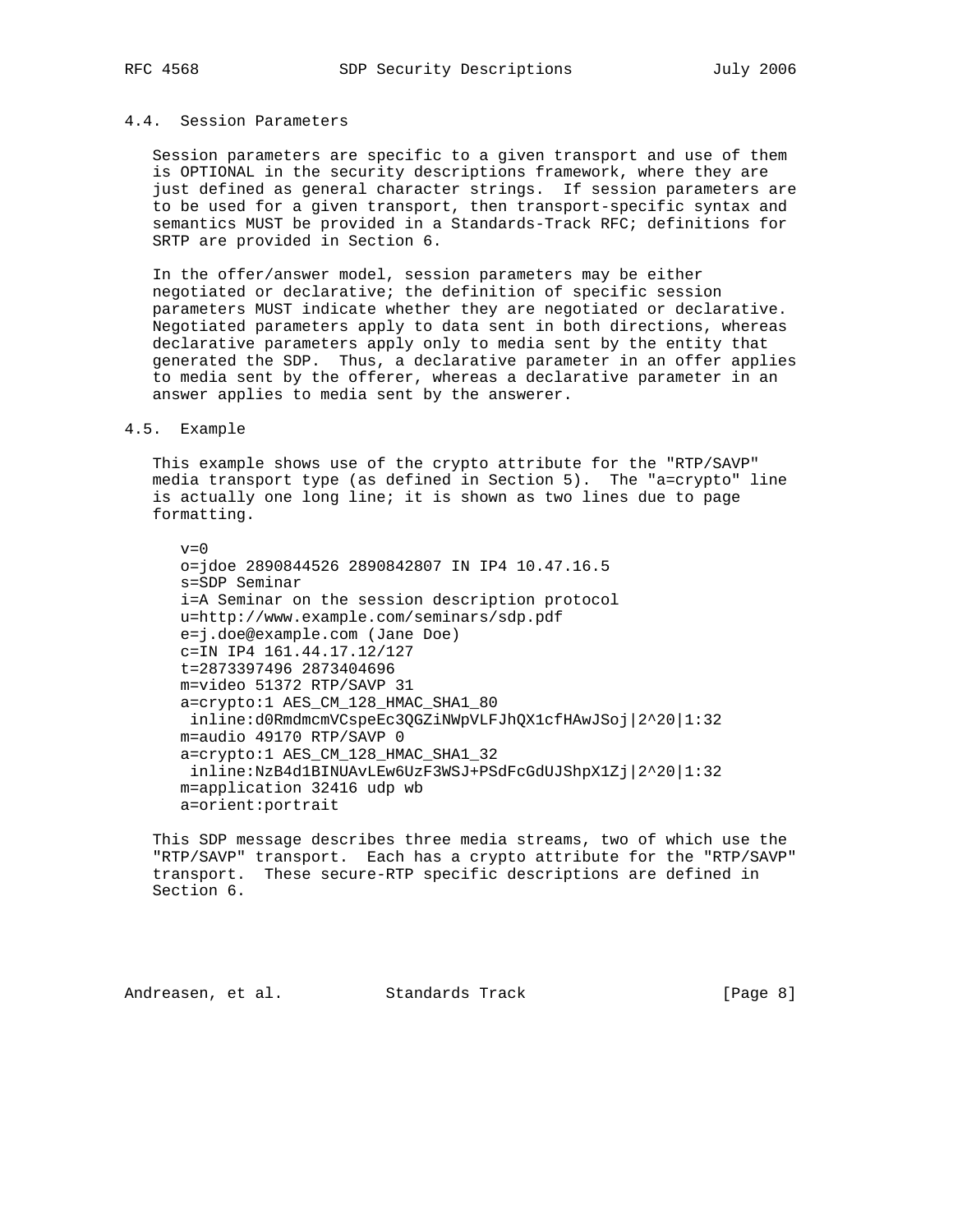### 4.4. Session Parameters

Session parameters are specific to a given transport and use of them is OPTIONAL in the security descriptions framework, where they are just defined as general character strings. If session parameters are to be used for a given transport, then transport-specific syntax and semantics MUST be provided in a Standards-Track RFC; definitions for SRTP are provided in Section 6.

In the offer/answer model, session parameters may be either negotiated or declarative; the definition of specific session parameters MUST indicate whether they are negotiated or declarative. Negotiated parameters apply to data sent in both directions, whereas declarative parameters apply only to media sent by the entity that generated the SDP. Thus, a declarative parameter in an offer applies to media sent by the offerer, whereas a declarative parameter in an answer applies to media sent by the answerer.

### 4.5. Example

This example shows use of the crypto attribute for the "RTP/SAVP" media transport type (as defined in Section 5). The "a=crypto" line is actually one long line; it is shown as two lines due to page formatting.

```
v=0
o=jdoe 2890844526 2890842807 IN IP4 10.47.16.5
s=SDP Seminar
i=A Seminar on the session description protocol
u=http://www.example.com/seminars/sdp.pdf
e=j.doe@example.com (Jane Doe)
c=IN IP4 161.44.17.12/127
t=2873397496 2873404696
m=video 51372 RTP/SAVP 31
a=crypto:1 AES_CM_128_HMAC_SHA1_80
 inline:d0RmdmcmVCspeEc3QGZiNWpVLFJhQX1cfHAwJSoj|2^20|1:32
m=audio 49170 RTP/SAVP 0
a=crypto:1 AES_CM_128_HMAC_SHA1_32
 inline:NzB4d1BINUAvLEw6UzF3WSJ+PSdFcGdUJShpX1Zj|2^20|1:32
m=application 32416 udp wb
a=orient:portrait
```

This SDP message describes three media streams, two of which use the "RTP/SAVP" transport. Each has a crypto attribute for the "RTP/SAVP" transport. These secure-RTP specific descriptions are defined in Section 6.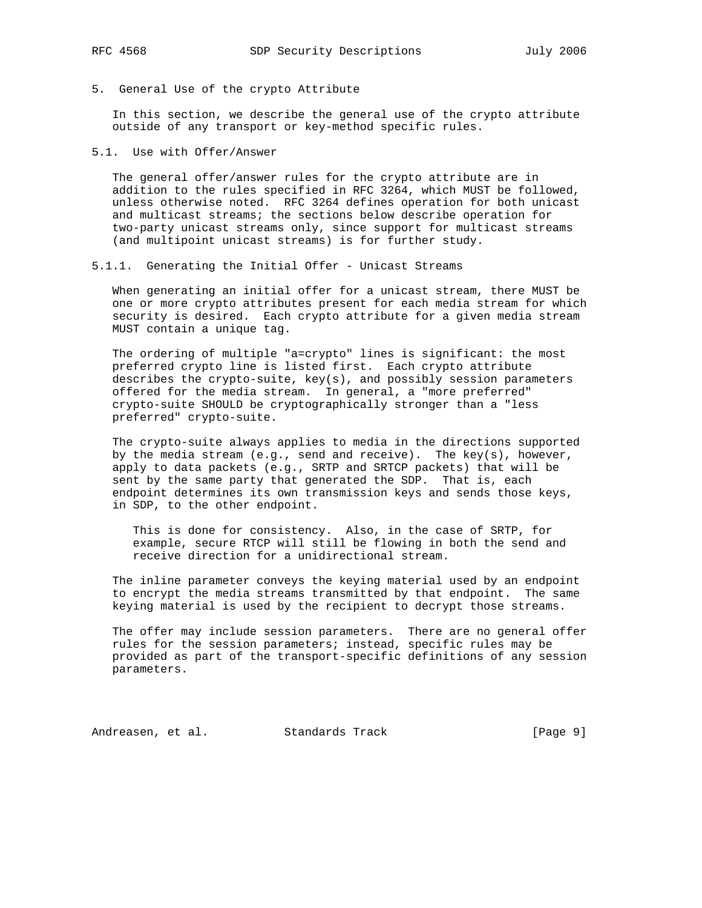## 5. General Use of the crypto Attribute

In this section, we describe the general use of the crypto attribute outside of any transport or key-method specific rules.

### 5.1. Use with Offer/Answer

The general offer/answer rules for the crypto attribute are in addition to the rules specified in RFC 3264, which MUST be followed, unless otherwise noted. RFC 3264 defines operation for both unicast and multicast streams; the sections below describe operation for two-party unicast streams only, since support for multicast streams (and multipoint unicast streams) is for further study.

#### 5.1.1. Generating the Initial Offer - Unicast Streams

When generating an initial offer for a unicast stream, there MUST be one or more crypto attributes present for each media stream for which security is desired. Each crypto attribute for a given media stream MUST contain a unique tag.

The ordering of multiple "a=crypto" lines is significant: the most preferred crypto line is listed first. Each crypto attribute describes the crypto-suite, key(s), and possibly session parameters offered for the media stream. In general, a "more preferred" crypto-suite SHOULD be cryptographically stronger than a "less preferred" crypto-suite.

The crypto-suite always applies to media in the directions supported by the media stream (e.g., send and receive). The key(s), however, apply to data packets (e.g., SRTP and SRTCP packets) that will be sent by the same party that generated the SDP. That is, each endpoint determines its own transmission keys and sends those keys, in SDP, to the other endpoint.

> This is done for consistency. Also, in the case of SRTP, for example, secure RTCP will still be flowing in both the send and receive direction for a unidirectional stream.

The inline parameter conveys the keying material used by an endpoint to encrypt the media streams transmitted by that endpoint. The same keying material is used by the recipient to decrypt those streams.

The offer may include session parameters. There are no general offer rules for the session parameters; instead, specific rules may be provided as part of the transport-specific definitions of any session parameters.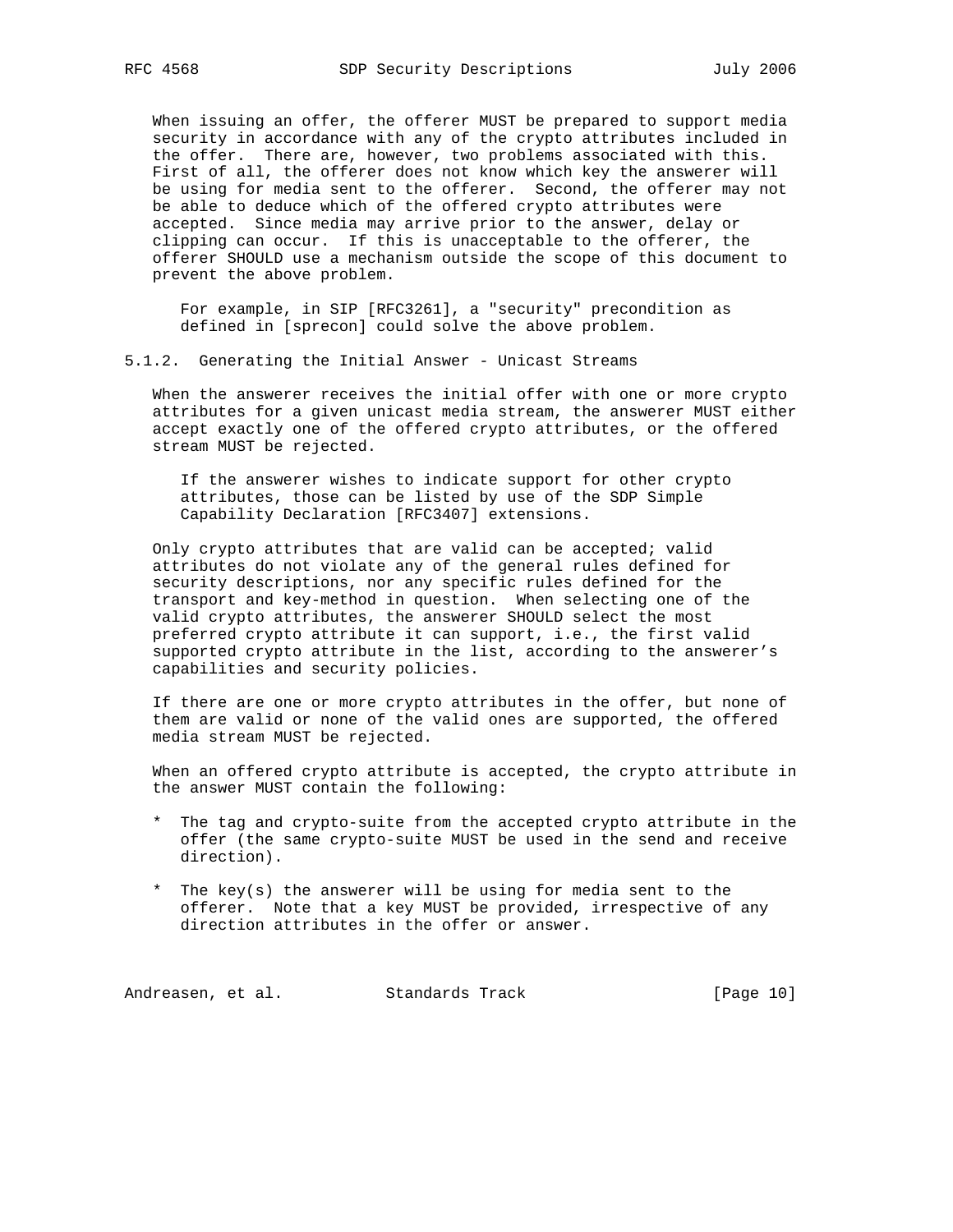When issuing an offer, the offerer MUST be prepared to support media security in accordance with any of the crypto attributes included in the offer. There are, however, two problems associated with this. First of all, the offerer does not know which key the answerer will be using for media sent to the offerer. Second, the offerer may not be able to deduce which of the offered crypto attributes were accepted. Since media may arrive prior to the answer, delay or clipping can occur. If this is unacceptable to the offerer, the offerer SHOULD use a mechanism outside the scope of this document to prevent the above problem.

> For example, in SIP [RFC3261], a "security" precondition as defined in [sprecon] could solve the above problem.

### 5.1.2. Generating the Initial Answer - Unicast Streams

When the answerer receives the initial offer with one or more crypto attributes for a given unicast media stream, the answerer MUST either accept exactly one of the offered crypto attributes, or the offered stream MUST be rejected.

> If the answerer wishes to indicate support for other crypto attributes, those can be listed by use of the SDP Simple Capability Declaration [RFC3407] extensions.

Only crypto attributes that are valid can be accepted; valid attributes do not violate any of the general rules defined for security descriptions, nor any specific rules defined for the transport and key-method in question. When selecting one of the valid crypto attributes, the answerer SHOULD select the most preferred crypto attribute it can support, i.e., the first valid supported crypto attribute in the list, according to the answerer's capabilities and security policies.

If there are one or more crypto attributes in the offer, but none of them are valid or none of the valid ones are supported, the offered media stream MUST be rejected.

When an offered crypto attribute is accepted, the crypto attribute in the answer MUST contain the following:

* The tag and crypto-suite from the accepted crypto attribute in the offer (the same crypto-suite MUST be used in the send and receive direction).

* The key(s) the answerer will be using for media sent to the offerer. Note that a key MUST be provided, irrespective of any direction attributes in the offer or answer.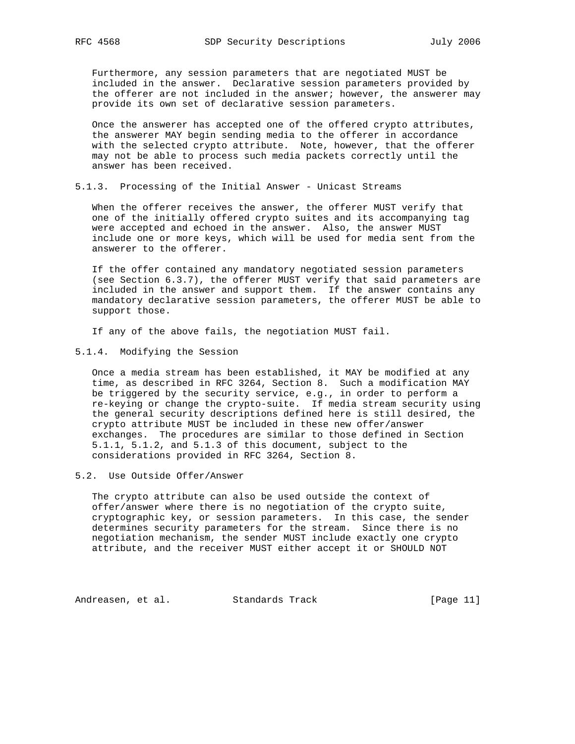Furthermore, any session parameters that are negotiated MUST be included in the answer. Declarative session parameters provided by the offerer are not included in the answer; however, the answerer may provide its own set of declarative session parameters.

Once the answerer has accepted one of the offered crypto attributes, the answerer MAY begin sending media to the offerer in accordance with the selected crypto attribute. Note, however, that the offerer may not be able to process such media packets correctly until the answer has been received.

### 5.1.3. Processing of the Initial Answer - Unicast Streams

When the offerer receives the answer, the offerer MUST verify that one of the initially offered crypto suites and its accompanying tag were accepted and echoed in the answer. Also, the answer MUST include one or more keys, which will be used for media sent from the answerer to the offerer.

If the offer contained any mandatory negotiated session parameters (see Section 6.3.7), the offerer MUST verify that said parameters are included in the answer and support them. If the answer contains any mandatory declarative session parameters, the offerer MUST be able to support those.

If any of the above fails, the negotiation MUST fail.

### 5.1.4. Modifying the Session

Once a media stream has been established, it MAY be modified at any time, as described in RFC 3264, Section 8. Such a modification MAY be triggered by the security service, e.g., in order to perform a re-keying or change the crypto-suite. If media stream security using the general security descriptions defined here is still desired, the crypto attribute MUST be included in these new offer/answer exchanges. The procedures are similar to those defined in Section 5.1.1, 5.1.2, and 5.1.3 of this document, subject to the considerations provided in RFC 3264, Section 8.

## 5.2. Use Outside Offer/Answer

The crypto attribute can also be used outside the context of offer/answer where there is no negotiation of the crypto suite, cryptographic key, or session parameters. In this case, the sender determines security parameters for the stream. Since there is no negotiation mechanism, the sender MUST include exactly one crypto attribute, and the receiver MUST either accept it or SHOULD NOT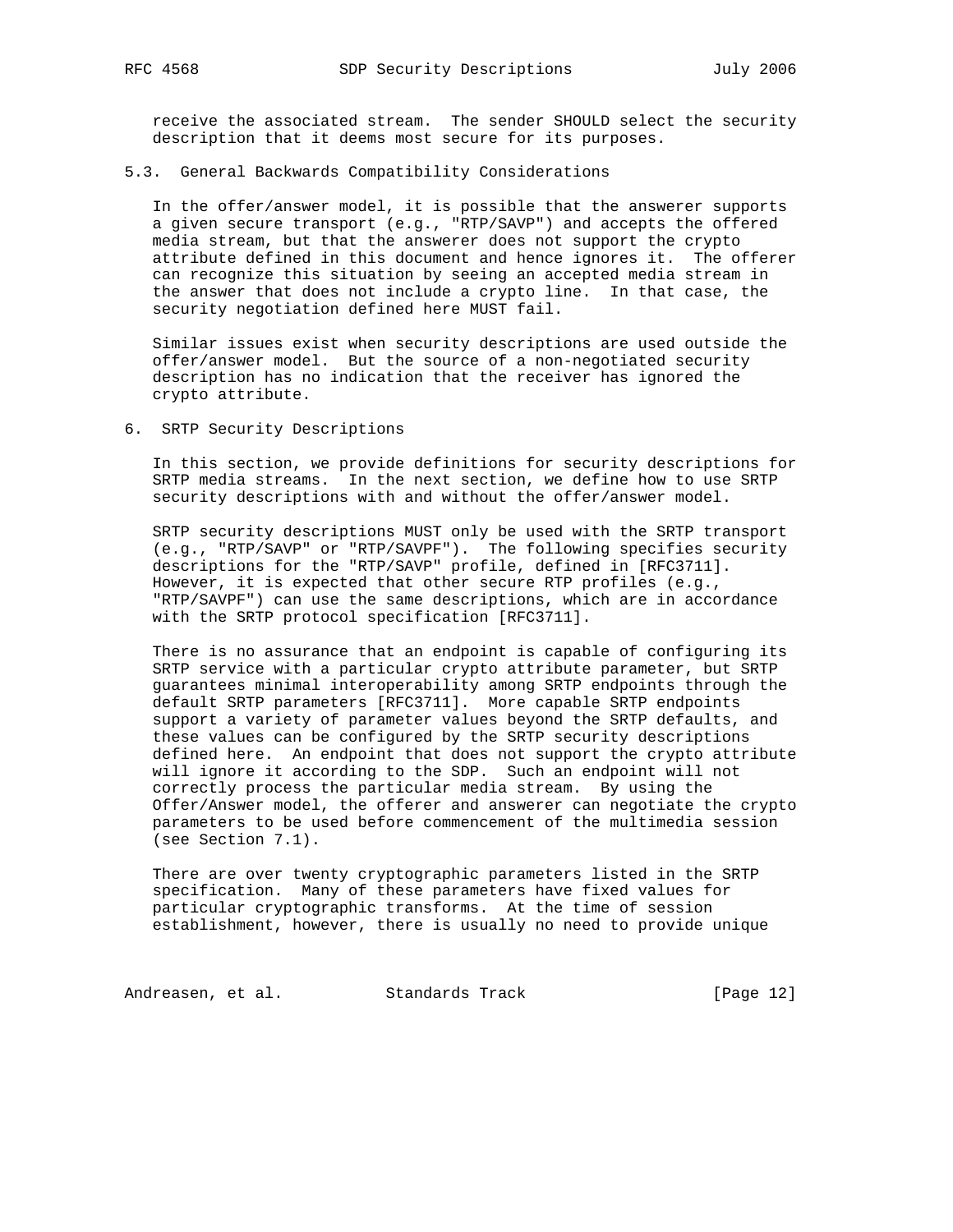receive the associated stream. The sender SHOULD select the security description that it deems most secure for its purposes.

### 5.3. General Backwards Compatibility Considerations

In the offer/answer model, it is possible that the answerer supports a given secure transport (e.g., "RTP/SAVP") and accepts the offered media stream, but that the answerer does not support the crypto attribute defined in this document and hence ignores it. The offerer can recognize this situation by seeing an accepted media stream in the answer that does not include a crypto line. In that case, the security negotiation defined here MUST fail.

Similar issues exist when security descriptions are used outside the offer/answer model. But the source of a non-negotiated security description has no indication that the receiver has ignored the crypto attribute.

## 6. SRTP Security Descriptions

In this section, we provide definitions for security descriptions for SRTP media streams. In the next section, we define how to use SRTP security descriptions with and without the offer/answer model.

SRTP security descriptions MUST only be used with the SRTP transport (e.g., "RTP/SAVP" or "RTP/SAVPF"). The following specifies security descriptions for the "RTP/SAVP" profile, defined in [RFC3711]. However, it is expected that other secure RTP profiles (e.g., "RTP/SAVPF") can use the same descriptions, which are in accordance with the SRTP protocol specification [RFC3711].

There is no assurance that an endpoint is capable of configuring its SRTP service with a particular crypto attribute parameter, but SRTP guarantees minimal interoperability among SRTP endpoints through the default SRTP parameters [RFC3711]. More capable SRTP endpoints support a variety of parameter values beyond the SRTP defaults, and these values can be configured by the SRTP security descriptions defined here. An endpoint that does not support the crypto attribute will ignore it according to the SDP. Such an endpoint will not correctly process the particular media stream. By using the Offer/Answer model, the offerer and answerer can negotiate the crypto parameters to be used before commencement of the multimedia session (see Section 7.1).

There are over twenty cryptographic parameters listed in the SRTP specification. Many of these parameters have fixed values for particular cryptographic transforms. At the time of session establishment, however, there is usually no need to provide unique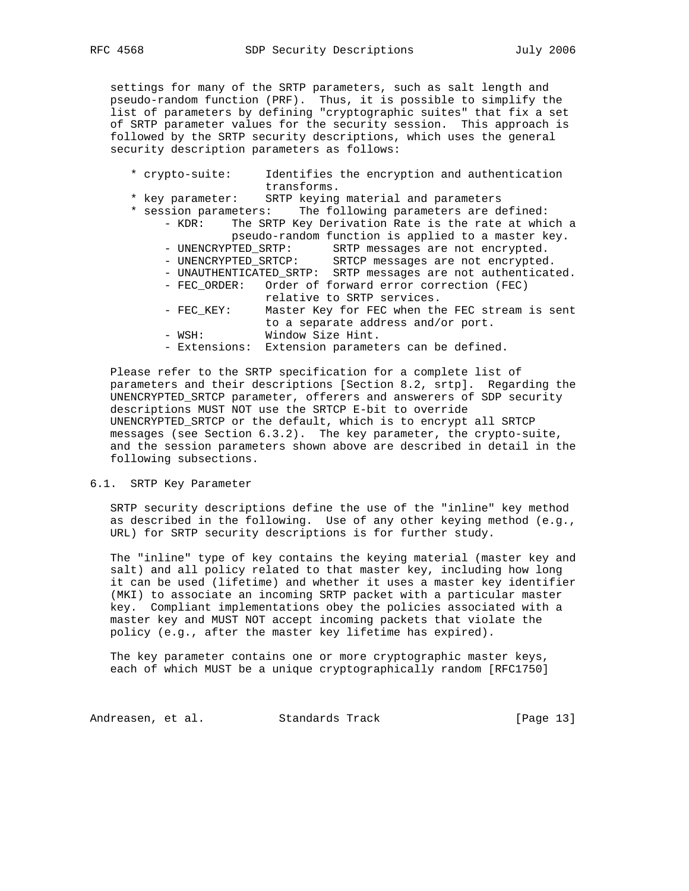settings for many of the SRTP parameters, such as salt length and pseudo-random function (PRF). Thus, it is possible to simplify the list of parameters by defining "cryptographic suites" that fix a set of SRTP parameter values for the security session. This approach is followed by the SRTP security descriptions, which uses the general security description parameters as follows:

* crypto-suite: Identifies the encryption and authentication transforms.
* key parameter: SRTP keying material and parameters
* session parameters: The following parameters are defined:
  - KDR: The SRTP Key Derivation Rate is the rate at which a pseudo-random function is applied to a master key.
  - UNENCRYPTED_SRTP: SRTP messages are not encrypted.
  - UNENCRYPTED_SRTCP: SRTCP messages are not encrypted.
  - UNAUTHENTICATED_SRTP: SRTP messages are not authenticated.
  - FEC_ORDER: Order of forward error correction (FEC) relative to SRTP services.
  - FEC_KEY: Master Key for FEC when the FEC stream is sent to a separate address and/or port.
  - WSH: Window Size Hint.
  - Extensions: Extension parameters can be defined.

Please refer to the SRTP specification for a complete list of parameters and their descriptions [Section 8.2, srtp]. Regarding the UNENCRYPTED_SRTCP parameter, offerers and answerers of SDP security descriptions MUST NOT use the SRTCP E-bit to override UNENCRYPTED_SRTCP or the default, which is to encrypt all SRTCP messages (see Section 6.3.2). The key parameter, the crypto-suite, and the session parameters shown above are described in detail in the following subsections.

## 6.1. SRTP Key Parameter

SRTP security descriptions define the use of the "inline" key method as described in the following. Use of any other keying method (e.g., URL) for SRTP security descriptions is for further study.

The "inline" type of key contains the keying material (master key and salt) and all policy related to that master key, including how long it can be used (lifetime) and whether it uses a master key identifier (MKI) to associate an incoming SRTP packet with a particular master key. Compliant implementations obey the policies associated with a master key and MUST NOT accept incoming packets that violate the policy (e.g., after the master key lifetime has expired).

The key parameter contains one or more cryptographic master keys, each of which MUST be a unique cryptographically random [RFC1750]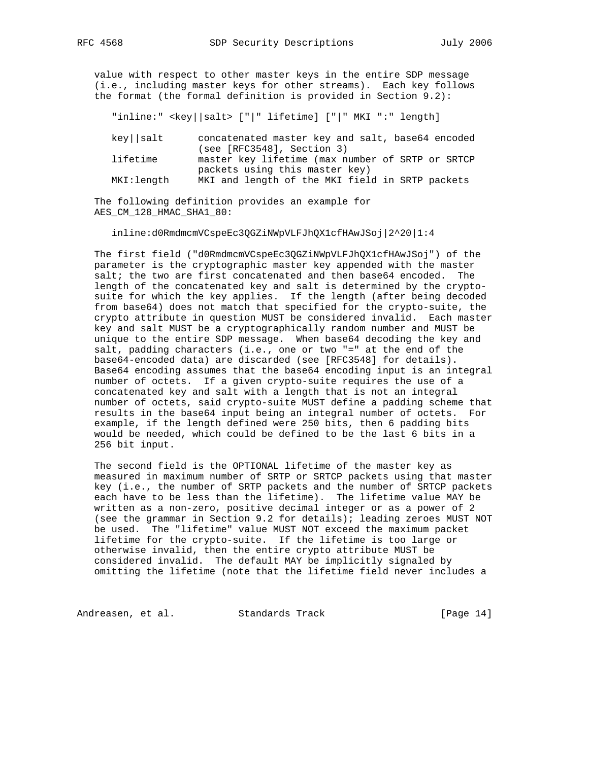value with respect to other master keys in the entire SDP message (i.e., including master keys for other streams). Each key follows the format (the formal definition is provided in Section 9.2):

```
"inline:" <key||salt> ["|" lifetime] ["|" MKI ":" length]

key||salt      concatenated master key and salt, base64 encoded
               (see [RFC3548], Section 3)
lifetime       master key lifetime (max number of SRTP or SRTCP
               packets using this master key)
MKI:length     MKI and length of the MKI field in SRTP packets
```

The following definition provides an example for AES_CM_128_HMAC_SHA1_80:

```
inline:d0RmdmcmVCspeEc3QGZiNWpVLFJhQX1cfHAwJSoj|2^20|1:4
```

The first field ("d0RmdmcmVCspeEc3QGZiNWpVLFJhQX1cfHAwJSoj") of the parameter is the cryptographic master key appended with the master salt; the two are first concatenated and then base64 encoded. The length of the concatenated key and salt is determined by the crypto-suite for which the key applies. If the length (after being decoded from base64) does not match that specified for the crypto-suite, the crypto attribute in question MUST be considered invalid. Each master key and salt MUST be a cryptographically random number and MUST be unique to the entire SDP message. When base64 decoding the key and salt, padding characters (i.e., one or two "=" at the end of the base64-encoded data) are discarded (see [RFC3548] for details). Base64 encoding assumes that the base64 encoding input is an integral number of octets. If a given crypto-suite requires the use of a concatenated key and salt with a length that is not an integral number of octets, said crypto-suite MUST define a padding scheme that results in the base64 input being an integral number of octets. For example, if the length defined were 250 bits, then 6 padding bits would be needed, which could be defined to be the last 6 bits in a 256 bit input.

The second field is the OPTIONAL lifetime of the master key as measured in maximum number of SRTP or SRTCP packets using that master key (i.e., the number of SRTP packets and the number of SRTCP packets each have to be less than the lifetime). The lifetime value MAY be written as a non-zero, positive decimal integer or as a power of 2 (see the grammar in Section 9.2 for details); leading zeroes MUST NOT be used. The "lifetime" value MUST NOT exceed the maximum packet lifetime for the crypto-suite. If the lifetime is too large or otherwise invalid, then the entire crypto attribute MUST be considered invalid. The default MAY be implicitly signaled by omitting the lifetime (note that the lifetime field never includes a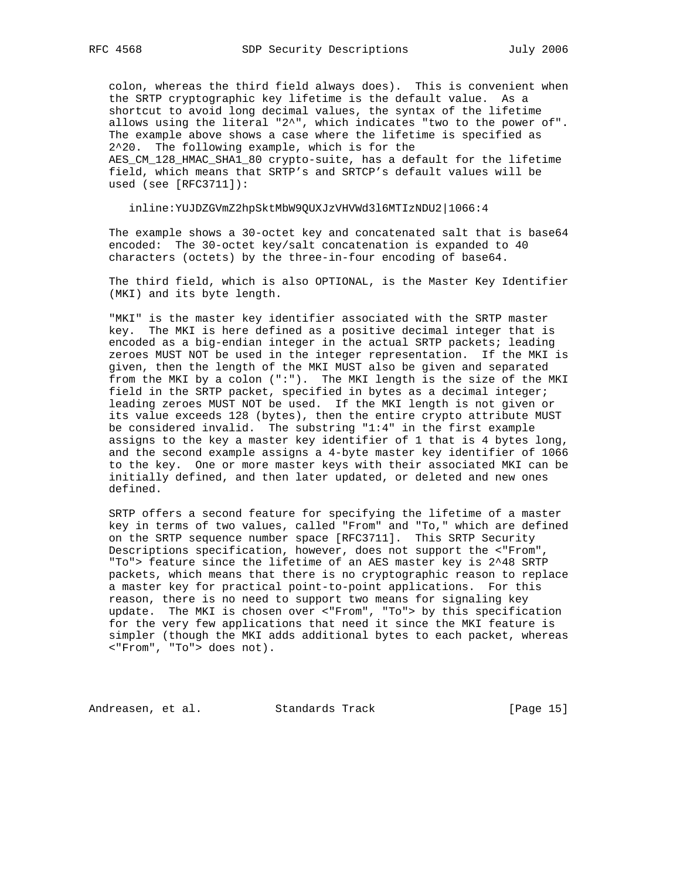colon, whereas the third field always does). This is convenient when the SRTP cryptographic key lifetime is the default value. As a shortcut to avoid long decimal values, the syntax of the lifetime allows using the literal "2^", which indicates "two to the power of". The example above shows a case where the lifetime is specified as 2^20. The following example, which is for the AES_CM_128_HMAC_SHA1_80 crypto-suite, has a default for the lifetime field, which means that SRTP's and SRTCP's default values will be used (see [RFC3711]):

```
inline:YUJDZGVmZ2hpSktMbW9QUXJzVHVWd3l6MTIzNDU2|1066:4
```

The example shows a 30-octet key and concatenated salt that is base64 encoded: The 30-octet key/salt concatenation is expanded to 40 characters (octets) by the three-in-four encoding of base64.

The third field, which is also OPTIONAL, is the Master Key Identifier (MKI) and its byte length.

"MKI" is the master key identifier associated with the SRTP master key. The MKI is here defined as a positive decimal integer that is encoded as a big-endian integer in the actual SRTP packets; leading zeroes MUST NOT be used in the integer representation. If the MKI is given, then the length of the MKI MUST also be given and separated from the MKI by a colon (":"). The MKI length is the size of the MKI field in the SRTP packet, specified in bytes as a decimal integer; leading zeroes MUST NOT be used. If the MKI length is not given or its value exceeds 128 (bytes), then the entire crypto attribute MUST be considered invalid. The substring "1:4" in the first example assigns to the key a master key identifier of 1 that is 4 bytes long, and the second example assigns a 4-byte master key identifier of 1066 to the key. One or more master keys with their associated MKI can be initially defined, and then later updated, or deleted and new ones defined.

SRTP offers a second feature for specifying the lifetime of a master key in terms of two values, called "From" and "To," which are defined on the SRTP sequence number space [RFC3711]. This SRTP Security Descriptions specification, however, does not support the <"From", "To"> feature since the lifetime of an AES master key is 2^48 SRTP packets, which means that there is no cryptographic reason to replace a master key for practical point-to-point applications. For this reason, there is no need to support two means for signaling key update. The MKI is chosen over <"From", "To"> by this specification for the very few applications that need it since the MKI feature is simpler (though the MKI adds additional bytes to each packet, whereas <"From", "To"> does not).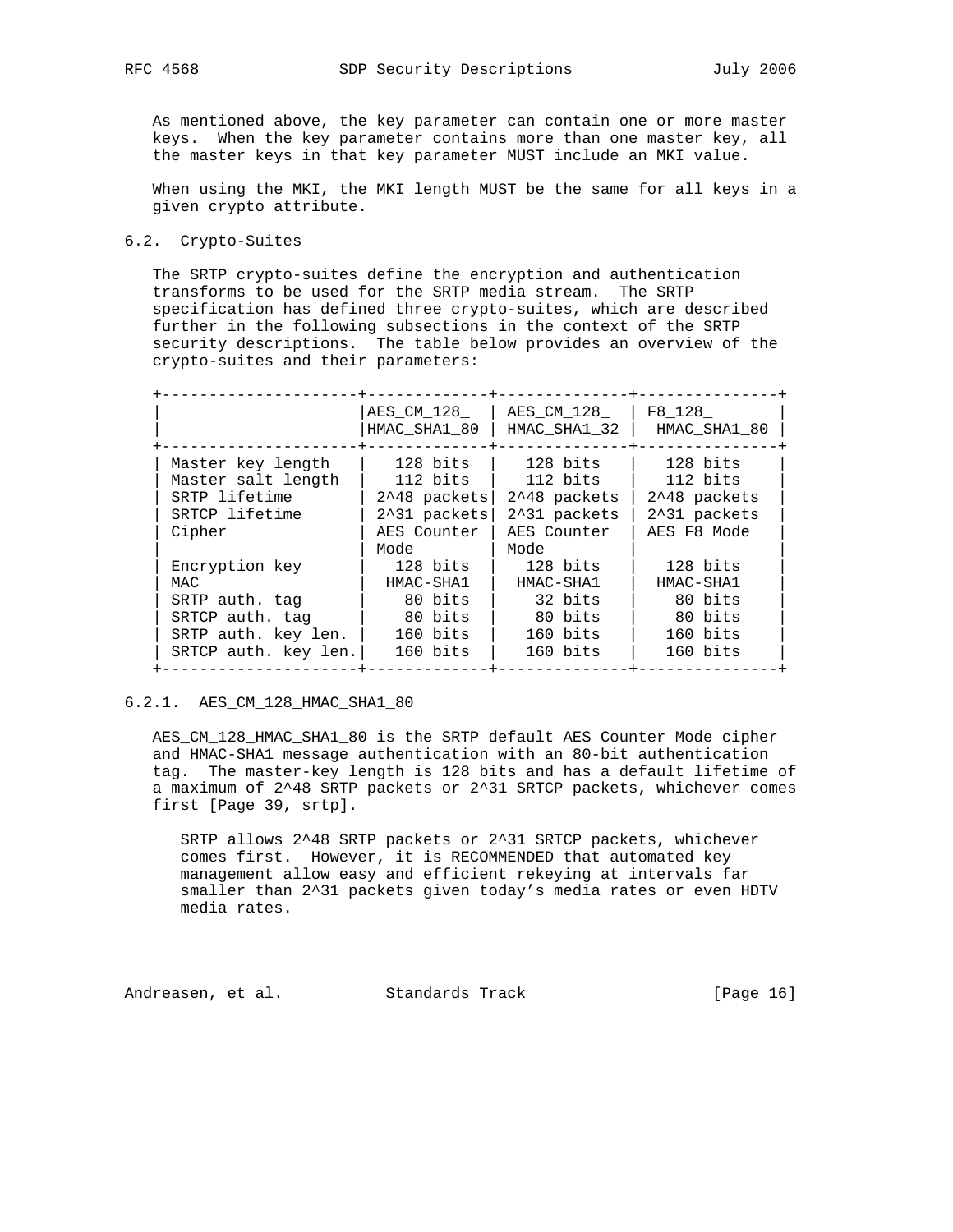As mentioned above, the key parameter can contain one or more master keys. When the key parameter contains more than one master key, all the master keys in that key parameter MUST include an MKI value.

When using the MKI, the MKI length MUST be the same for all keys in a given crypto attribute.

### 6.2. Crypto-Suites

The SRTP crypto-suites define the encryption and authentication transforms to be used for the SRTP media stream. The SRTP specification has defined three crypto-suites, which are described further in the following subsections in the context of the SRTP security descriptions. The table below provides an overview of the crypto-suites and their parameters:

| | AES_CM_128_HMAC_SHA1_80 | AES_CM_128_HMAC_SHA1_32 | F8_128_HMAC_SHA1_80 |
|---|---|---|---|
| Master key length | 128 bits | 128 bits | 128 bits |
| Master salt length | 112 bits | 112 bits | 112 bits |
| SRTP lifetime | 2^48 packets | 2^48 packets | 2^48 packets |
| SRTCP lifetime | 2^31 packets | 2^31 packets | 2^31 packets |
| Cipher | AES Counter Mode | AES Counter Mode | AES F8 Mode |
| Encryption key | 128 bits | 128 bits | 128 bits |
| MAC | HMAC-SHA1 | HMAC-SHA1 | HMAC-SHA1 |
| SRTP auth. tag | 80 bits | 32 bits | 80 bits |
| SRTCP auth. tag | 80 bits | 80 bits | 80 bits |
| SRTP auth. key len. | 160 bits | 160 bits | 160 bits |
| SRTCP auth. key len. | 160 bits | 160 bits | 160 bits |

#### 6.2.1. AES_CM_128_HMAC_SHA1_80

AES_CM_128_HMAC_SHA1_80 is the SRTP default AES Counter Mode cipher and HMAC-SHA1 message authentication with an 80-bit authentication tag. The master-key length is 128 bits and has a default lifetime of a maximum of 2^48 SRTP packets or 2^31 SRTCP packets, whichever comes first [Page 39, srtp].

> SRTP allows 2^48 SRTP packets or 2^31 SRTCP packets, whichever comes first. However, it is RECOMMENDED that automated key management allow easy and efficient rekeying at intervals far smaller than 2^31 packets given today's media rates or even HDTV media rates.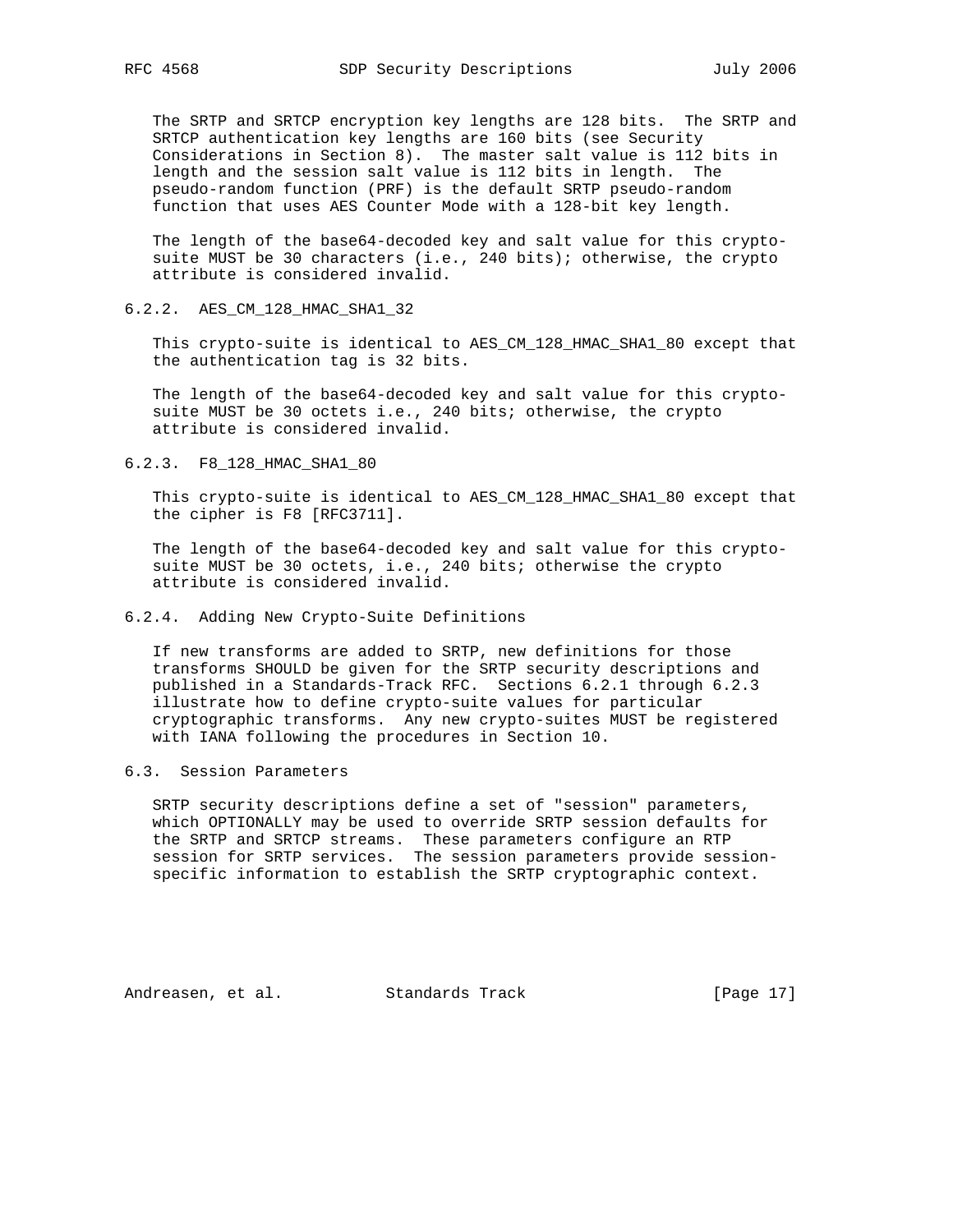The SRTP and SRTCP encryption key lengths are 128 bits. The SRTP and SRTCP authentication key lengths are 160 bits (see Security Considerations in Section 8). The master salt value is 112 bits in length and the session salt value is 112 bits in length. The pseudo-random function (PRF) is the default SRTP pseudo-random function that uses AES Counter Mode with a 128-bit key length.

The length of the base64-decoded key and salt value for this crypto-suite MUST be 30 characters (i.e., 240 bits); otherwise, the crypto attribute is considered invalid.

### 6.2.2. AES_CM_128_HMAC_SHA1_32

This crypto-suite is identical to AES_CM_128_HMAC_SHA1_80 except that the authentication tag is 32 bits.

The length of the base64-decoded key and salt value for this crypto-suite MUST be 30 octets i.e., 240 bits; otherwise, the crypto attribute is considered invalid.

### 6.2.3. F8_128_HMAC_SHA1_80

This crypto-suite is identical to AES_CM_128_HMAC_SHA1_80 except that the cipher is F8 [RFC3711].

The length of the base64-decoded key and salt value for this crypto-suite MUST be 30 octets, i.e., 240 bits; otherwise the crypto attribute is considered invalid.

### 6.2.4. Adding New Crypto-Suite Definitions

If new transforms are added to SRTP, new definitions for those transforms SHOULD be given for the SRTP security descriptions and published in a Standards-Track RFC. Sections 6.2.1 through 6.2.3 illustrate how to define crypto-suite values for particular cryptographic transforms. Any new crypto-suites MUST be registered with IANA following the procedures in Section 10.

## 6.3. Session Parameters

SRTP security descriptions define a set of "session" parameters, which OPTIONALLY may be used to override SRTP session defaults for the SRTP and SRTCP streams. These parameters configure an RTP session for SRTP services. The session parameters provide session-specific information to establish the SRTP cryptographic context.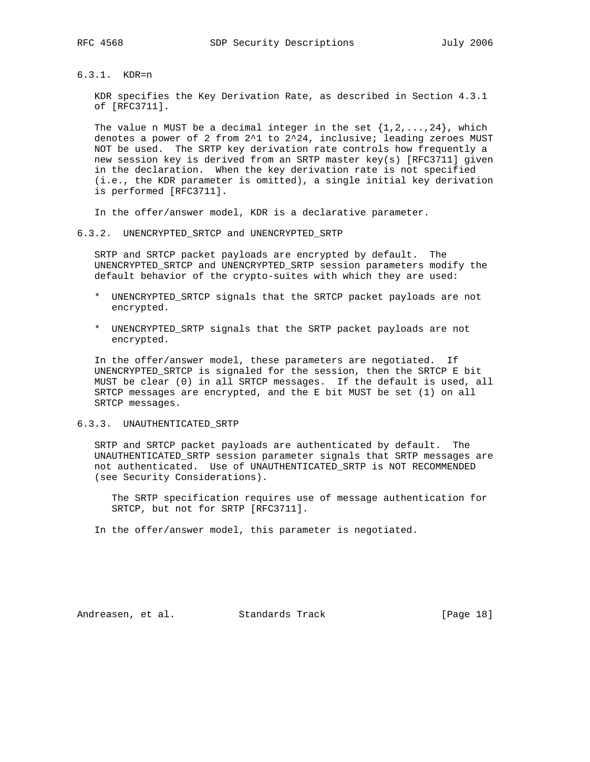### 6.3.1. KDR=n

KDR specifies the Key Derivation Rate, as described in Section 4.3.1 of [RFC3711].

The value n MUST be a decimal integer in the set {1,2,...,24}, which denotes a power of 2 from $2^1$ to $2^{24}$, inclusive; leading zeroes MUST NOT be used. The SRTP key derivation rate controls how frequently a new session key is derived from an SRTP master key(s) [RFC3711] given in the declaration. When the key derivation rate is not specified (i.e., the KDR parameter is omitted), a single initial key derivation is performed [RFC3711].

In the offer/answer model, KDR is a declarative parameter.

### 6.3.2. UNENCRYPTED_SRTCP and UNENCRYPTED_SRTP

SRTP and SRTCP packet payloads are encrypted by default. The UNENCRYPTED_SRTCP and UNENCRYPTED_SRTP session parameters modify the default behavior of the crypto-suites with which they are used:

* UNENCRYPTED_SRTCP signals that the SRTCP packet payloads are not encrypted.
* UNENCRYPTED_SRTP signals that the SRTP packet payloads are not encrypted.

In the offer/answer model, these parameters are negotiated. If UNENCRYPTED_SRTCP is signaled for the session, then the SRTCP E bit MUST be clear (0) in all SRTCP messages. If the default is used, all SRTCP messages are encrypted, and the E bit MUST be set (1) on all SRTCP messages.

### 6.3.3. UNAUTHENTICATED_SRTP

SRTP and SRTCP packet payloads are authenticated by default. The UNAUTHENTICATED_SRTP session parameter signals that SRTP messages are not authenticated. Use of UNAUTHENTICATED_SRTP is NOT RECOMMENDED (see Security Considerations).

> The SRTP specification requires use of message authentication for SRTCP, but not for SRTP [RFC3711].

In the offer/answer model, this parameter is negotiated.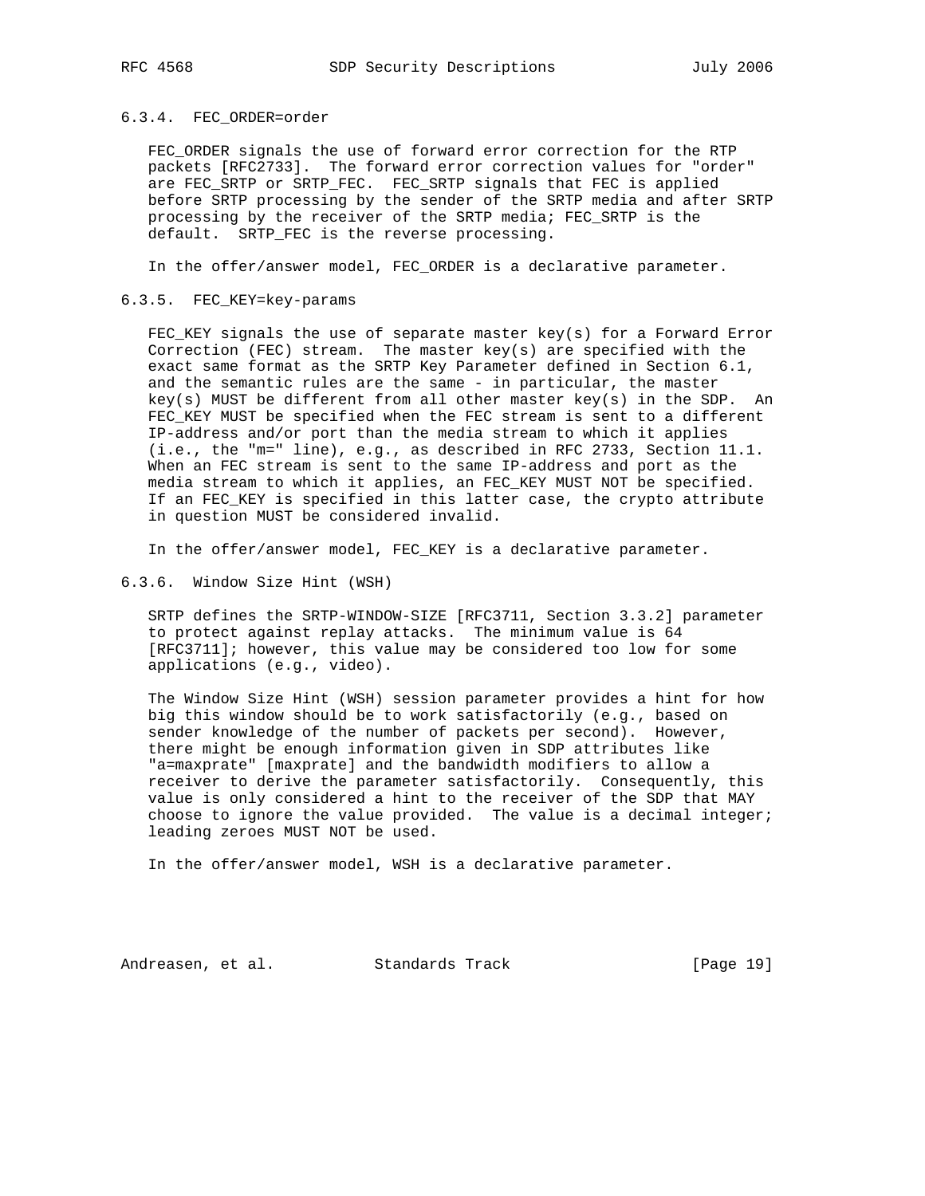#### 6.3.4. FEC_ORDER=order

FEC_ORDER signals the use of forward error correction for the RTP packets [RFC2733]. The forward error correction values for "order" are FEC_SRTP or SRTP_FEC. FEC_SRTP signals that FEC is applied before SRTP processing by the sender of the SRTP media and after SRTP processing by the receiver of the SRTP media; FEC_SRTP is the default. SRTP_FEC is the reverse processing.

In the offer/answer model, FEC_ORDER is a declarative parameter.

#### 6.3.5. FEC_KEY=key-params

FEC_KEY signals the use of separate master key(s) for a Forward Error Correction (FEC) stream. The master key(s) are specified with the exact same format as the SRTP Key Parameter defined in Section 6.1, and the semantic rules are the same - in particular, the master key(s) MUST be different from all other master key(s) in the SDP. An FEC_KEY MUST be specified when the FEC stream is sent to a different IP-address and/or port than the media stream to which it applies (i.e., the "m=" line), e.g., as described in RFC 2733, Section 11.1. When an FEC stream is sent to the same IP-address and port as the media stream to which it applies, an FEC_KEY MUST NOT be specified. If an FEC_KEY is specified in this latter case, the crypto attribute in question MUST be considered invalid.

In the offer/answer model, FEC_KEY is a declarative parameter.

#### 6.3.6. Window Size Hint (WSH)

SRTP defines the SRTP-WINDOW-SIZE [RFC3711, Section 3.3.2] parameter to protect against replay attacks. The minimum value is 64 [RFC3711]; however, this value may be considered too low for some applications (e.g., video).

The Window Size Hint (WSH) session parameter provides a hint for how big this window should be to work satisfactorily (e.g., based on sender knowledge of the number of packets per second). However, there might be enough information given in SDP attributes like "a=maxprate" [maxprate] and the bandwidth modifiers to allow a receiver to derive the parameter satisfactorily. Consequently, this value is only considered a hint to the receiver of the SDP that MAY choose to ignore the value provided. The value is a decimal integer; leading zeroes MUST NOT be used.

In the offer/answer model, WSH is a declarative parameter.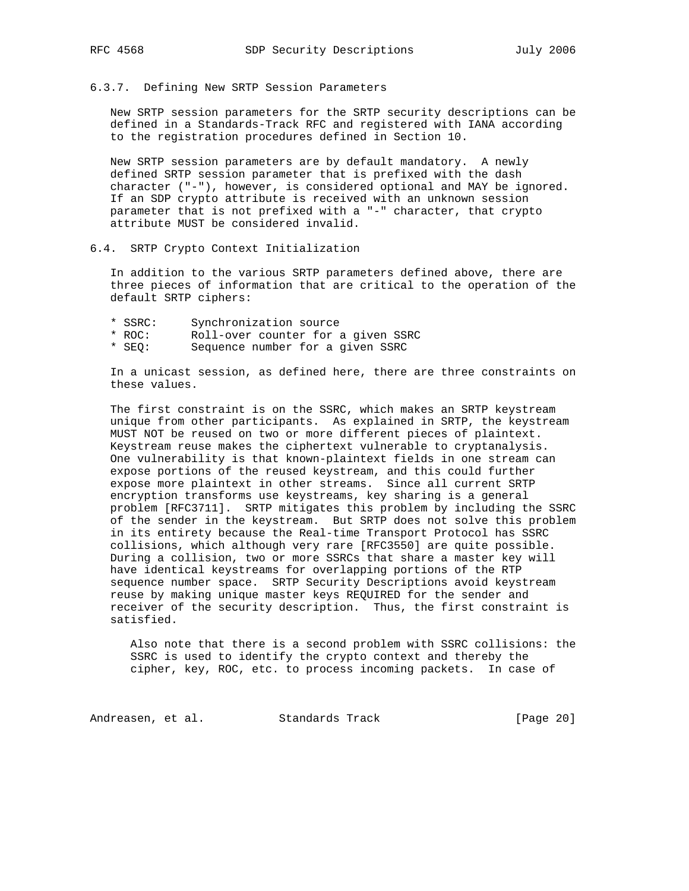### 6.3.7. Defining New SRTP Session Parameters

New SRTP session parameters for the SRTP security descriptions can be defined in a Standards-Track RFC and registered with IANA according to the registration procedures defined in Section 10.

New SRTP session parameters are by default mandatory. A newly defined SRTP session parameter that is prefixed with the dash character ("-"), however, is considered optional and MAY be ignored. If an SDP crypto attribute is received with an unknown session parameter that is not prefixed with a "-" character, that crypto attribute MUST be considered invalid.

## 6.4. SRTP Crypto Context Initialization

In addition to the various SRTP parameters defined above, there are three pieces of information that are critical to the operation of the default SRTP ciphers:

* SSRC: Synchronization source
* ROC: Roll-over counter for a given SSRC
* SEQ: Sequence number for a given SSRC

In a unicast session, as defined here, there are three constraints on these values.

The first constraint is on the SSRC, which makes an SRTP keystream unique from other participants. As explained in SRTP, the keystream MUST NOT be reused on two or more different pieces of plaintext. Keystream reuse makes the ciphertext vulnerable to cryptanalysis. One vulnerability is that known-plaintext fields in one stream can expose portions of the reused keystream, and this could further expose more plaintext in other streams. Since all current SRTP encryption transforms use keystreams, key sharing is a general problem [RFC3711]. SRTP mitigates this problem by including the SSRC of the sender in the keystream. But SRTP does not solve this problem in its entirety because the Real-time Transport Protocol has SSRC collisions, which although very rare [RFC3550] are quite possible. During a collision, two or more SSRCs that share a master key will have identical keystreams for overlapping portions of the RTP sequence number space. SRTP Security Descriptions avoid keystream reuse by making unique master keys REQUIRED for the sender and receiver of the security description. Thus, the first constraint is satisfied.

> Also note that there is a second problem with SSRC collisions: the SSRC is used to identify the crypto context and thereby the cipher, key, ROC, etc. to process incoming packets. In case of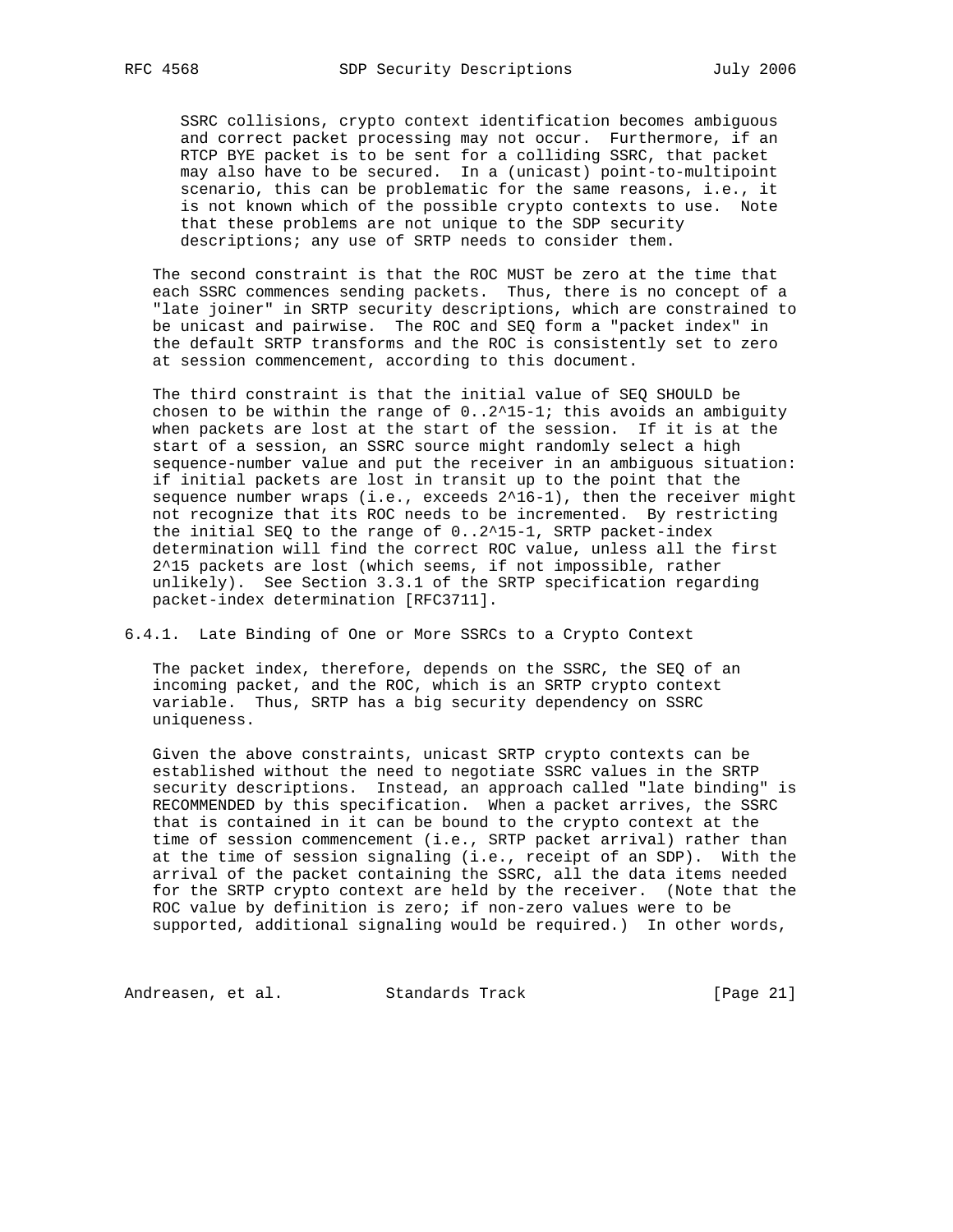SSRC collisions, crypto context identification becomes ambiguous and correct packet processing may not occur. Furthermore, if an RTCP BYE packet is to be sent for a colliding SSRC, that packet may also have to be secured. In a (unicast) point-to-multipoint scenario, this can be problematic for the same reasons, i.e., it is not known which of the possible crypto contexts to use. Note that these problems are not unique to the SDP security descriptions; any use of SRTP needs to consider them.

The second constraint is that the ROC MUST be zero at the time that each SSRC commences sending packets. Thus, there is no concept of a "late joiner" in SRTP security descriptions, which are constrained to be unicast and pairwise. The ROC and SEQ form a "packet index" in the default SRTP transforms and the ROC is consistently set to zero at session commencement, according to this document.

The third constraint is that the initial value of SEQ SHOULD be chosen to be within the range of $0..2^{15}-1$; this avoids an ambiguity when packets are lost at the start of the session. If it is at the start of a session, an SSRC source might randomly select a high sequence-number value and put the receiver in an ambiguous situation: if initial packets are lost in transit up to the point that the sequence number wraps (i.e., exceeds $2^{16}-1$), then the receiver might not recognize that its ROC needs to be incremented. By restricting the initial SEQ to the range of $0..2^{15}-1$, SRTP packet-index determination will find the correct ROC value, unless all the first $2^{15}$ packets are lost (which seems, if not impossible, rather unlikely). See Section 3.3.1 of the SRTP specification regarding packet-index determination [RFC3711].

### 6.4.1. Late Binding of One or More SSRCs to a Crypto Context

The packet index, therefore, depends on the SSRC, the SEQ of an incoming packet, and the ROC, which is an SRTP crypto context variable. Thus, SRTP has a big security dependency on SSRC uniqueness.

Given the above constraints, unicast SRTP crypto contexts can be established without the need to negotiate SSRC values in the SRTP security descriptions. Instead, an approach called "late binding" is RECOMMENDED by this specification. When a packet arrives, the SSRC that is contained in it can be bound to the crypto context at the time of session commencement (i.e., SRTP packet arrival) rather than at the time of session signaling (i.e., receipt of an SDP). With the arrival of the packet containing the SSRC, all the data items needed for the SRTP crypto context are held by the receiver. (Note that the ROC value by definition is zero; if non-zero values were to be supported, additional signaling would be required.) In other words,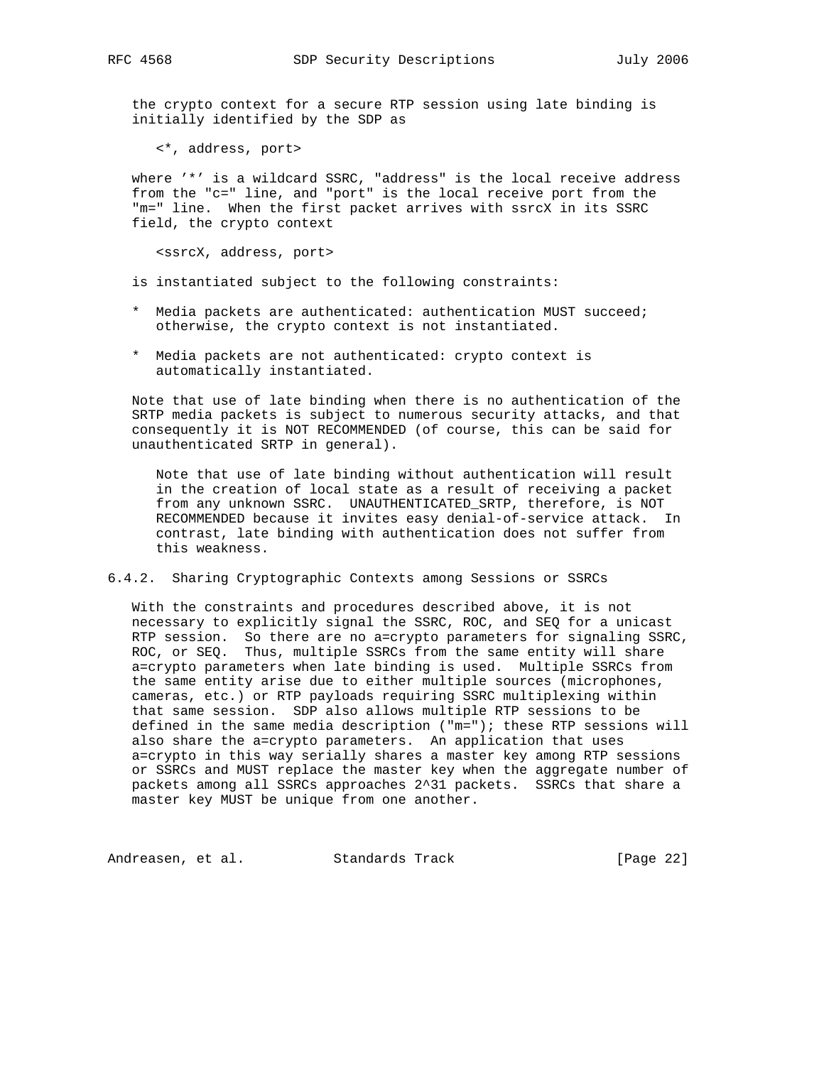the crypto context for a secure RTP session using late binding is initially identified by the SDP as

```
<*, address, port>
```

where '*' is a wildcard SSRC, "address" is the local receive address from the "c=" line, and "port" is the local receive port from the "m=" line. When the first packet arrives with ssrcX in its SSRC field, the crypto context

```
<ssrcX, address, port>
```

is instantiated subject to the following constraints:

* Media packets are authenticated: authentication MUST succeed; otherwise, the crypto context is not instantiated.
* Media packets are not authenticated: crypto context is automatically instantiated.

Note that use of late binding when there is no authentication of the SRTP media packets is subject to numerous security attacks, and that consequently it is NOT RECOMMENDED (of course, this can be said for unauthenticated SRTP in general).

> Note that use of late binding without authentication will result in the creation of local state as a result of receiving a packet from any unknown SSRC. UNAUTHENTICATED_SRTP, therefore, is NOT RECOMMENDED because it invites easy denial-of-service attack. In contrast, late binding with authentication does not suffer from this weakness.

#### 6.4.2. Sharing Cryptographic Contexts among Sessions or SSRCs

With the constraints and procedures described above, it is not necessary to explicitly signal the SSRC, ROC, and SEQ for a unicast RTP session. So there are no a=crypto parameters for signaling SSRC, ROC, or SEQ. Thus, multiple SSRCs from the same entity will share a=crypto parameters when late binding is used. Multiple SSRCs from the same entity arise due to either multiple sources (microphones, cameras, etc.) or RTP payloads requiring SSRC multiplexing within that same session. SDP also allows multiple RTP sessions to be defined in the same media description ("m="); these RTP sessions will also share the a=crypto parameters. An application that uses a=crypto in this way serially shares a master key among RTP sessions or SSRCs and MUST replace the master key when the aggregate number of packets among all SSRCs approaches 2^31 packets. SSRCs that share a master key MUST be unique from one another.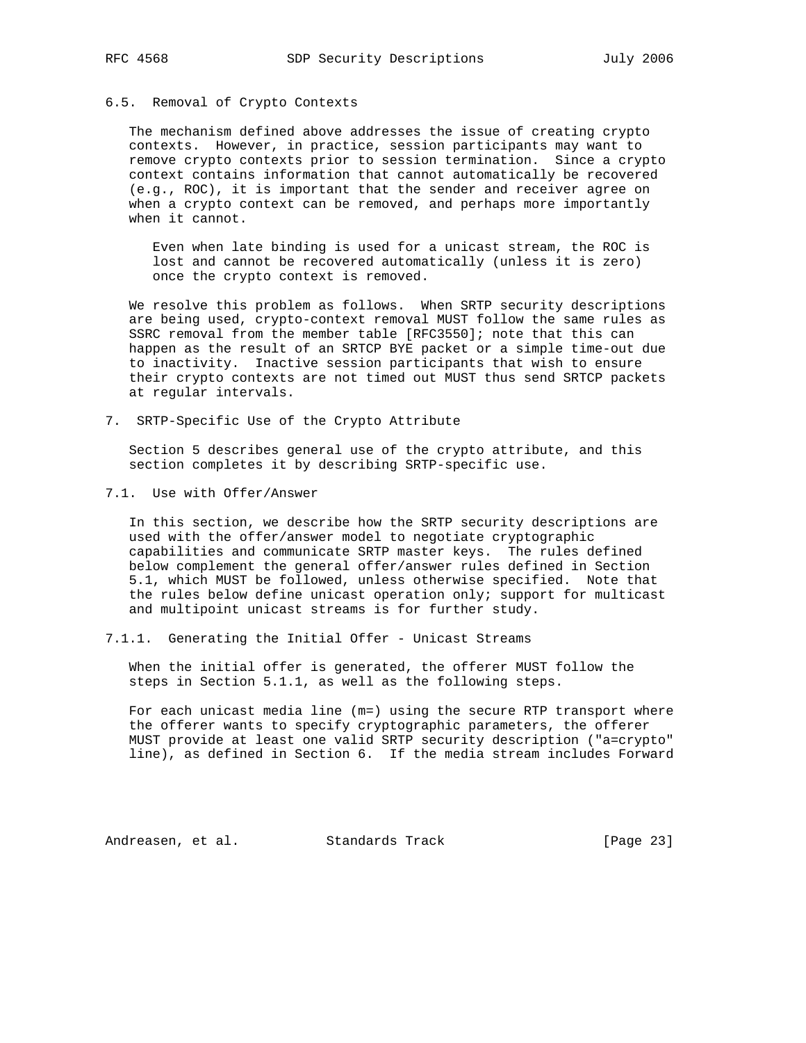### 6.5. Removal of Crypto Contexts

The mechanism defined above addresses the issue of creating crypto contexts. However, in practice, session participants may want to remove crypto contexts prior to session termination. Since a crypto context contains information that cannot automatically be recovered (e.g., ROC), it is important that the sender and receiver agree on when a crypto context can be removed, and perhaps more importantly when it cannot.

> Even when late binding is used for a unicast stream, the ROC is lost and cannot be recovered automatically (unless it is zero) once the crypto context is removed.

We resolve this problem as follows. When SRTP security descriptions are being used, crypto-context removal MUST follow the same rules as SSRC removal from the member table [RFC3550]; note that this can happen as the result of an SRTCP BYE packet or a simple time-out due to inactivity. Inactive session participants that wish to ensure their crypto contexts are not timed out MUST thus send SRTCP packets at regular intervals.

## 7. SRTP-Specific Use of the Crypto Attribute

Section 5 describes general use of the crypto attribute, and this section completes it by describing SRTP-specific use.

### 7.1. Use with Offer/Answer

In this section, we describe how the SRTP security descriptions are used with the offer/answer model to negotiate cryptographic capabilities and communicate SRTP master keys. The rules defined below complement the general offer/answer rules defined in Section 5.1, which MUST be followed, unless otherwise specified. Note that the rules below define unicast operation only; support for multicast and multipoint unicast streams is for further study.

#### 7.1.1. Generating the Initial Offer - Unicast Streams

When the initial offer is generated, the offerer MUST follow the steps in Section 5.1.1, as well as the following steps.

For each unicast media line (m=) using the secure RTP transport where the offerer wants to specify cryptographic parameters, the offerer MUST provide at least one valid SRTP security description ("a=crypto" line), as defined in Section 6. If the media stream includes Forward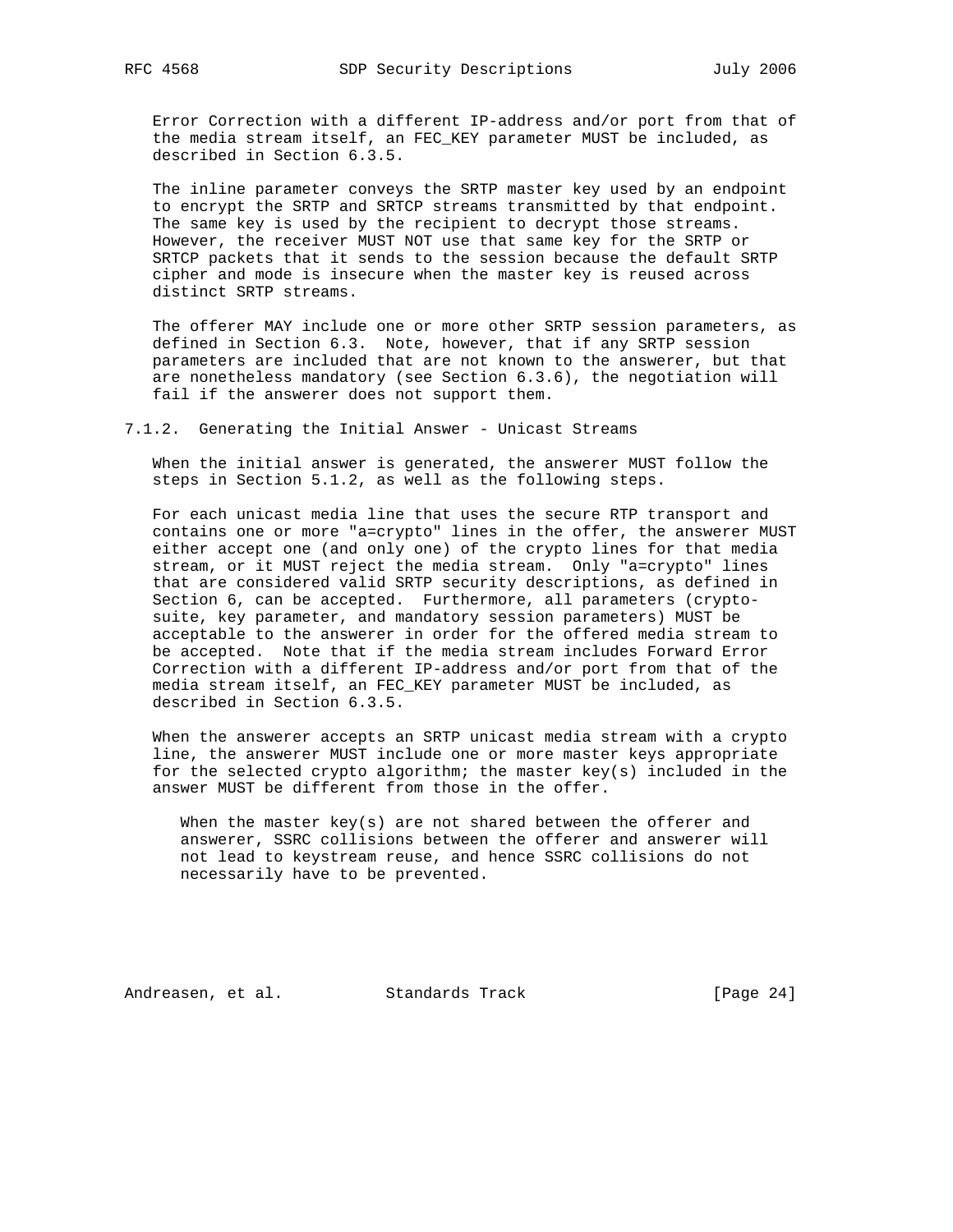Error Correction with a different IP-address and/or port from that of the media stream itself, an FEC_KEY parameter MUST be included, as described in Section 6.3.5.

The inline parameter conveys the SRTP master key used by an endpoint to encrypt the SRTP and SRTCP streams transmitted by that endpoint. The same key is used by the recipient to decrypt those streams. However, the receiver MUST NOT use that same key for the SRTP or SRTCP packets that it sends to the session because the default SRTP cipher and mode is insecure when the master key is reused across distinct SRTP streams.

The offerer MAY include one or more other SRTP session parameters, as defined in Section 6.3. Note, however, that if any SRTP session parameters are included that are not known to the answerer, but that are nonetheless mandatory (see Section 6.3.6), the negotiation will fail if the answerer does not support them.

### 7.1.2. Generating the Initial Answer - Unicast Streams

When the initial answer is generated, the answerer MUST follow the steps in Section 5.1.2, as well as the following steps.

For each unicast media line that uses the secure RTP transport and contains one or more "a=crypto" lines in the offer, the answerer MUST either accept one (and only one) of the crypto lines for that media stream, or it MUST reject the media stream. Only "a=crypto" lines that are considered valid SRTP security descriptions, as defined in Section 6, can be accepted. Furthermore, all parameters (crypto-suite, key parameter, and mandatory session parameters) MUST be acceptable to the answerer in order for the offered media stream to be accepted. Note that if the media stream includes Forward Error Correction with a different IP-address and/or port from that of the media stream itself, an FEC_KEY parameter MUST be included, as described in Section 6.3.5.

When the answerer accepts an SRTP unicast media stream with a crypto line, the answerer MUST include one or more master keys appropriate for the selected crypto algorithm; the master key(s) included in the answer MUST be different from those in the offer.

> When the master key(s) are not shared between the offerer and answerer, SSRC collisions between the offerer and answerer will not lead to keystream reuse, and hence SSRC collisions do not necessarily have to be prevented.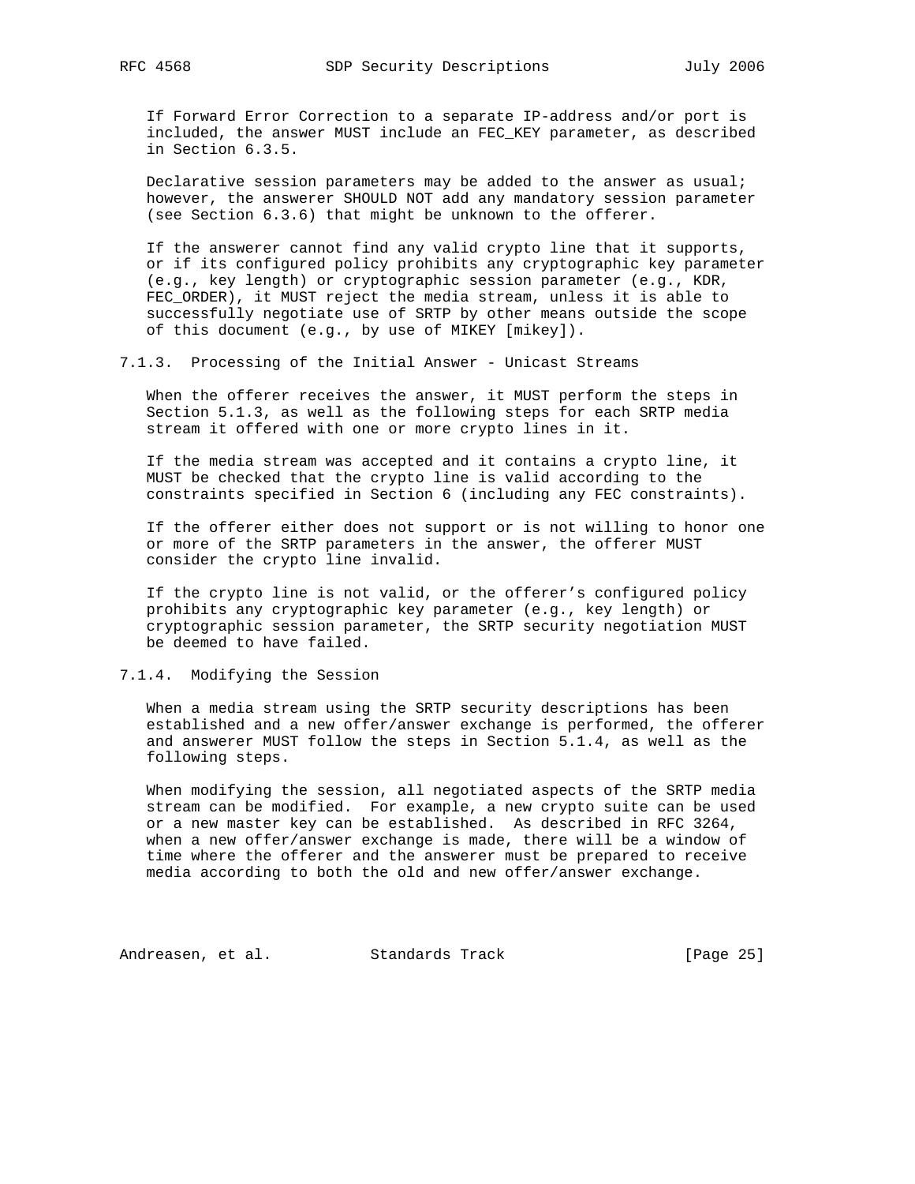If Forward Error Correction to a separate IP-address and/or port is included, the answer MUST include an FEC_KEY parameter, as described in Section 6.3.5.

Declarative session parameters may be added to the answer as usual; however, the answerer SHOULD NOT add any mandatory session parameter (see Section 6.3.6) that might be unknown to the offerer.

If the answerer cannot find any valid crypto line that it supports, or if its configured policy prohibits any cryptographic key parameter (e.g., key length) or cryptographic session parameter (e.g., KDR, FEC_ORDER), it MUST reject the media stream, unless it is able to successfully negotiate use of SRTP by other means outside the scope of this document (e.g., by use of MIKEY [mikey]).

### 7.1.3. Processing of the Initial Answer - Unicast Streams

When the offerer receives the answer, it MUST perform the steps in Section 5.1.3, as well as the following steps for each SRTP media stream it offered with one or more crypto lines in it.

If the media stream was accepted and it contains a crypto line, it MUST be checked that the crypto line is valid according to the constraints specified in Section 6 (including any FEC constraints).

If the offerer either does not support or is not willing to honor one or more of the SRTP parameters in the answer, the offerer MUST consider the crypto line invalid.

If the crypto line is not valid, or the offerer's configured policy prohibits any cryptographic key parameter (e.g., key length) or cryptographic session parameter, the SRTP security negotiation MUST be deemed to have failed.

### 7.1.4. Modifying the Session

When a media stream using the SRTP security descriptions has been established and a new offer/answer exchange is performed, the offerer and answerer MUST follow the steps in Section 5.1.4, as well as the following steps.

When modifying the session, all negotiated aspects of the SRTP media stream can be modified. For example, a new crypto suite can be used or a new master key can be established. As described in RFC 3264, when a new offer/answer exchange is made, there will be a window of time where the offerer and the answerer must be prepared to receive media according to both the old and new offer/answer exchange.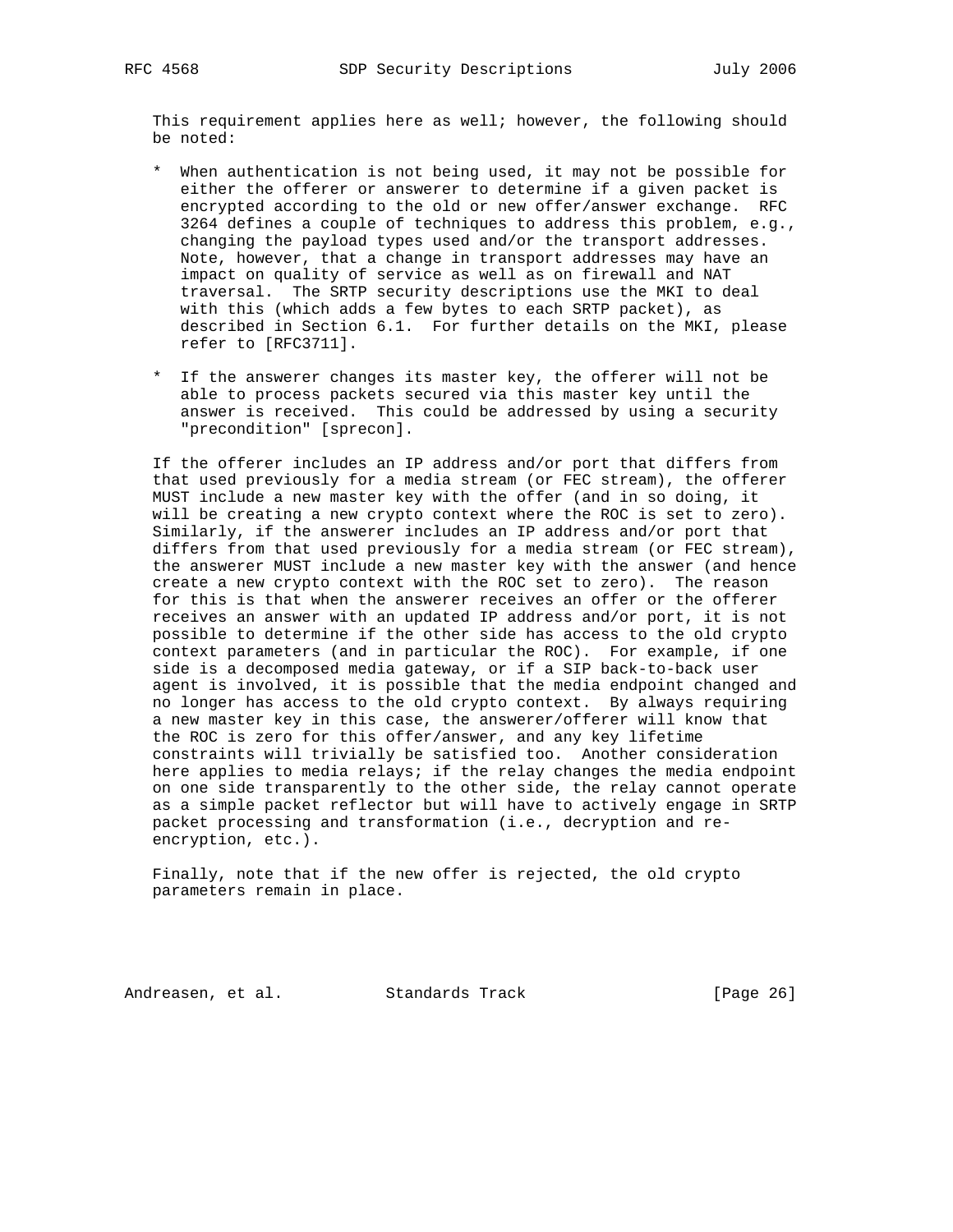This requirement applies here as well; however, the following should be noted:

* When authentication is not being used, it may not be possible for either the offerer or answerer to determine if a given packet is encrypted according to the old or new offer/answer exchange. RFC 3264 defines a couple of techniques to address this problem, e.g., changing the payload types used and/or the transport addresses. Note, however, that a change in transport addresses may have an impact on quality of service as well as on firewall and NAT traversal. The SRTP security descriptions use the MKI to deal with this (which adds a few bytes to each SRTP packet), as described in Section 6.1. For further details on the MKI, please refer to [RFC3711].

* If the answerer changes its master key, the offerer will not be able to process packets secured via this master key until the answer is received. This could be addressed by using a security "precondition" [sprecon].

If the offerer includes an IP address and/or port that differs from that used previously for a media stream (or FEC stream), the offerer MUST include a new master key with the offer (and in so doing, it will be creating a new crypto context where the ROC is set to zero). Similarly, if the answerer includes an IP address and/or port that differs from that used previously for a media stream (or FEC stream), the answerer MUST include a new master key with the answer (and hence create a new crypto context with the ROC set to zero). The reason for this is that when the answerer receives an offer or the offerer receives an answer with an updated IP address and/or port, it is not possible to determine if the other side has access to the old crypto context parameters (and in particular the ROC). For example, if one side is a decomposed media gateway, or if a SIP back-to-back user agent is involved, it is possible that the media endpoint changed and no longer has access to the old crypto context. By always requiring a new master key in this case, the answerer/offerer will know that the ROC is zero for this offer/answer, and any key lifetime constraints will trivially be satisfied too. Another consideration here applies to media relays; if the relay changes the media endpoint on one side transparently to the other side, the relay cannot operate as a simple packet reflector but will have to actively engage in SRTP packet processing and transformation (i.e., decryption and re-encryption, etc.).

Finally, note that if the new offer is rejected, the old crypto parameters remain in place.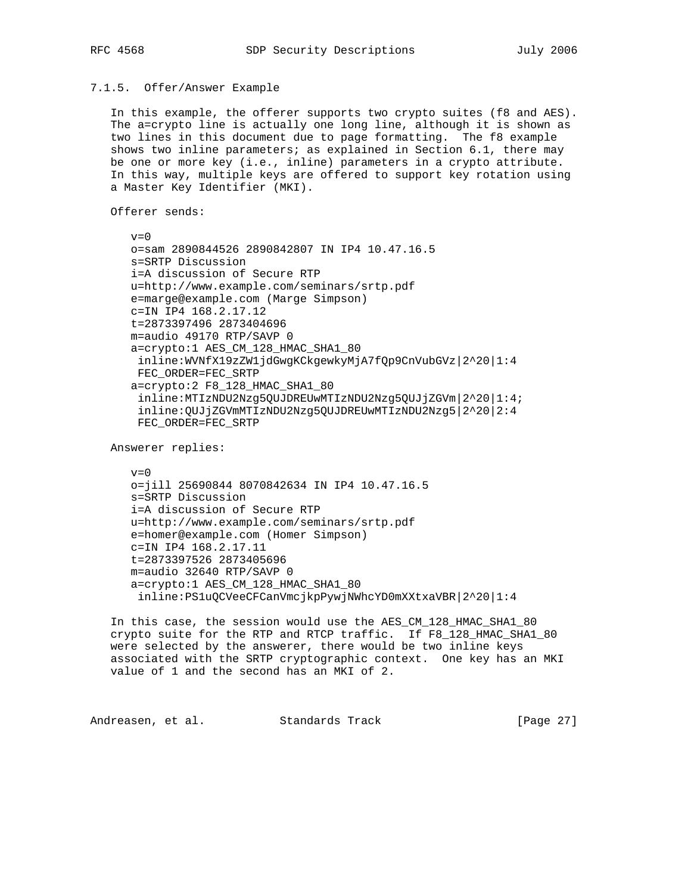### 7.1.5. Offer/Answer Example

In this example, the offerer supports two crypto suites (f8 and AES). The a=crypto line is actually one long line, although it is shown as two lines in this document due to page formatting. The f8 example shows two inline parameters; as explained in Section 6.1, there may be one or more key (i.e., inline) parameters in a crypto attribute. In this way, multiple keys are offered to support key rotation using a Master Key Identifier (MKI).

Offerer sends:

```
v=0
o=sam 2890844526 2890842807 IN IP4 10.47.16.5
s=SRTP Discussion
i=A discussion of Secure RTP
u=http://www.example.com/seminars/srtp.pdf
e=marge@example.com (Marge Simpson)
c=IN IP4 168.2.17.12
t=2873397496 2873404696
m=audio 49170 RTP/SAVP 0
a=crypto:1 AES_CM_128_HMAC_SHA1_80
 inline:WVNfX19zZW1jdGwgKCkgewkyMjA7fQp9CnVubGVz|2^20|1:4
 FEC_ORDER=FEC_SRTP
a=crypto:2 F8_128_HMAC_SHA1_80
 inline:MTIzNDU2Nzg5QUJDREUwMTIzNDU2Nzg5QUJjZGVm|2^20|1:4;
 inline:QUJjZGVmMTIzNDU2Nzg5QUJDREUwMTIzNDU2Nzg5|2^20|2:4
 FEC_ORDER=FEC_SRTP
```

Answerer replies:

```
v=0
o=jill 25690844 8070842634 IN IP4 10.47.16.5
s=SRTP Discussion
i=A discussion of Secure RTP
u=http://www.example.com/seminars/srtp.pdf
e=homer@example.com (Homer Simpson)
c=IN IP4 168.2.17.11
t=2873397526 2873405696
m=audio 32640 RTP/SAVP 0
a=crypto:1 AES_CM_128_HMAC_SHA1_80
 inline:PS1uQCVeeCFCanVmcjkpPywjNWhcYD0mXXtxaVBR|2^20|1:4
```

In this case, the session would use the AES_CM_128_HMAC_SHA1_80 crypto suite for the RTP and RTCP traffic. If F8_128_HMAC_SHA1_80 were selected by the answerer, there would be two inline keys associated with the SRTP cryptographic context. One key has an MKI value of 1 and the second has an MKI of 2.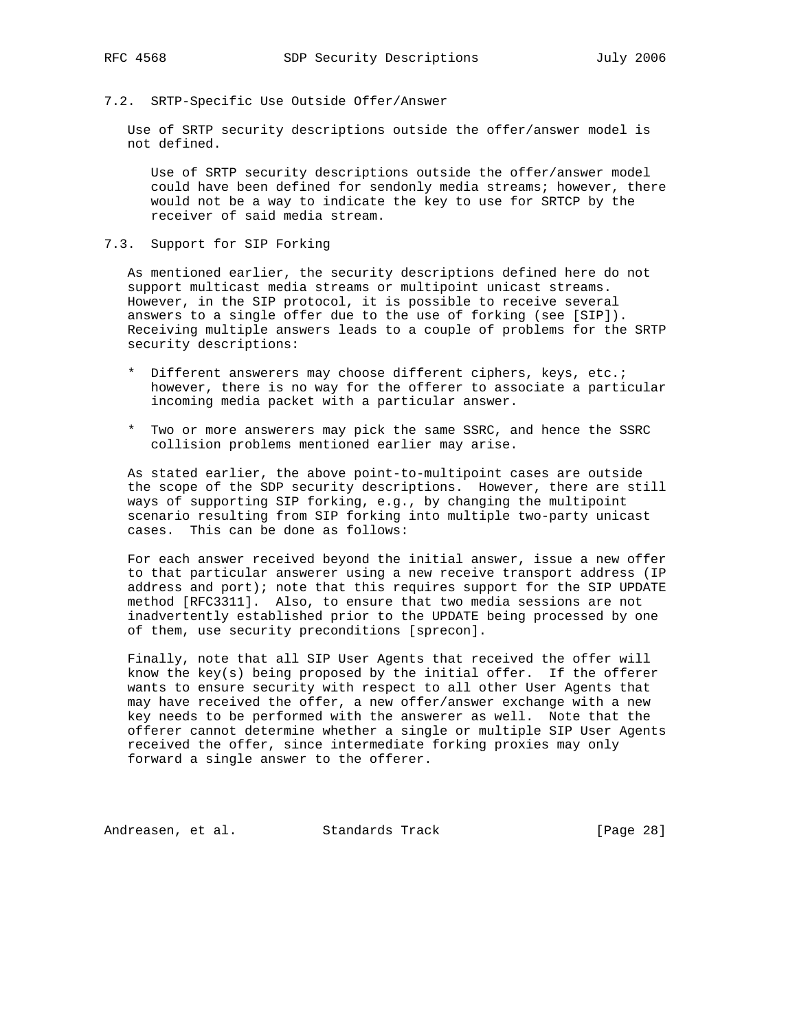### 7.2. SRTP-Specific Use Outside Offer/Answer

Use of SRTP security descriptions outside the offer/answer model is not defined.

> Use of SRTP security descriptions outside the offer/answer model could have been defined for sendonly media streams; however, there would not be a way to indicate the key to use for SRTCP by the receiver of said media stream.

### 7.3. Support for SIP Forking

As mentioned earlier, the security descriptions defined here do not support multicast media streams or multipoint unicast streams. However, in the SIP protocol, it is possible to receive several answers to a single offer due to the use of forking (see [SIP]). Receiving multiple answers leads to a couple of problems for the SRTP security descriptions:

* Different answerers may choose different ciphers, keys, etc.; however, there is no way for the offerer to associate a particular incoming media packet with a particular answer.

* Two or more answerers may pick the same SSRC, and hence the SSRC collision problems mentioned earlier may arise.

As stated earlier, the above point-to-multipoint cases are outside the scope of the SDP security descriptions. However, there are still ways of supporting SIP forking, e.g., by changing the multipoint scenario resulting from SIP forking into multiple two-party unicast cases. This can be done as follows:

For each answer received beyond the initial answer, issue a new offer to that particular answerer using a new receive transport address (IP address and port); note that this requires support for the SIP UPDATE method [RFC3311]. Also, to ensure that two media sessions are not inadvertently established prior to the UPDATE being processed by one of them, use security preconditions [sprecon].

Finally, note that all SIP User Agents that received the offer will know the key(s) being proposed by the initial offer. If the offerer wants to ensure security with respect to all other User Agents that may have received the offer, a new offer/answer exchange with a new key needs to be performed with the answerer as well. Note that the offerer cannot determine whether a single or multiple SIP User Agents received the offer, since intermediate forking proxies may only forward a single answer to the offerer.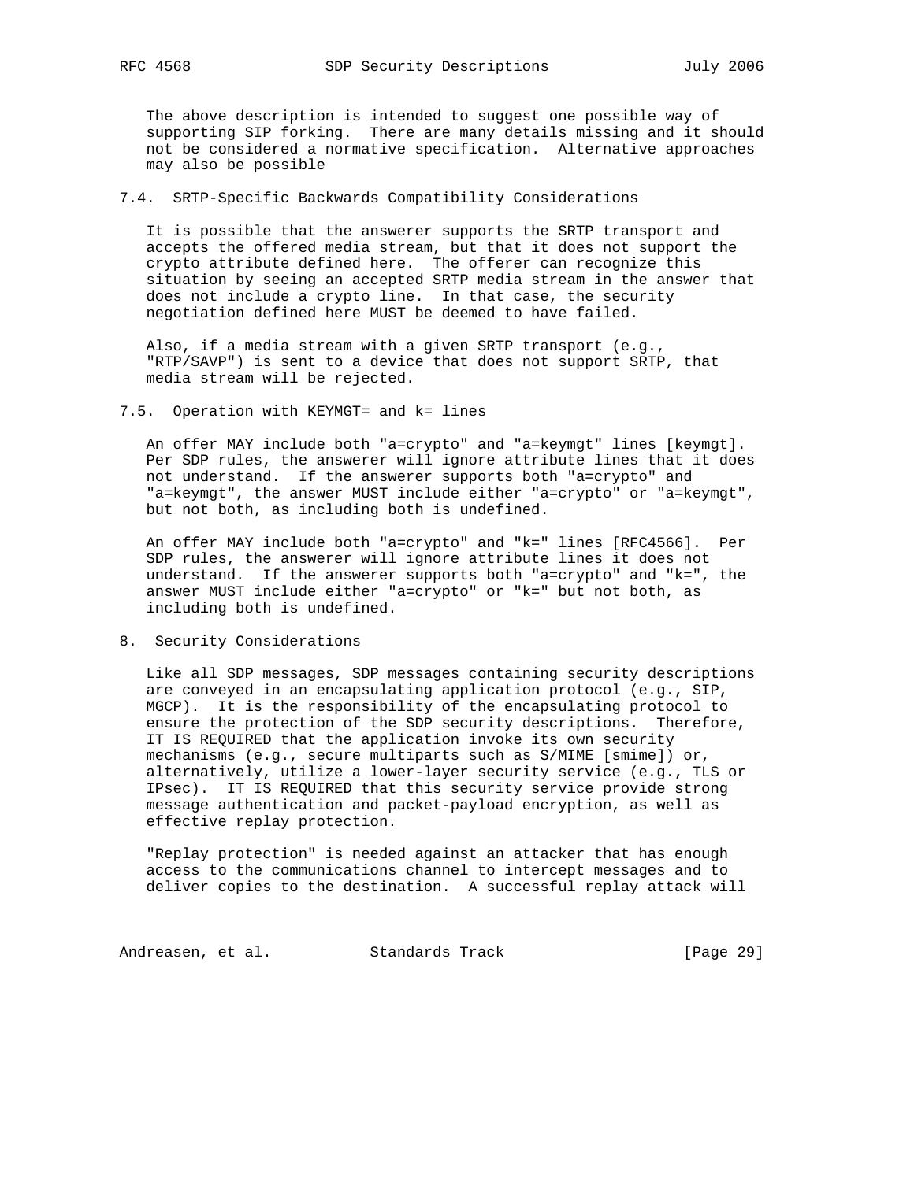The above description is intended to suggest one possible way of supporting SIP forking. There are many details missing and it should not be considered a normative specification. Alternative approaches may also be possible

### 7.4. SRTP-Specific Backwards Compatibility Considerations

It is possible that the answerer supports the SRTP transport and accepts the offered media stream, but that it does not support the crypto attribute defined here. The offerer can recognize this situation by seeing an accepted SRTP media stream in the answer that does not include a crypto line. In that case, the security negotiation defined here MUST be deemed to have failed.

Also, if a media stream with a given SRTP transport (e.g., "RTP/SAVP") is sent to a device that does not support SRTP, that media stream will be rejected.

### 7.5. Operation with KEYMGT= and k= lines

An offer MAY include both "a=crypto" and "a=keymgt" lines [keymgt]. Per SDP rules, the answerer will ignore attribute lines that it does not understand. If the answerer supports both "a=crypto" and "a=keymgt", the answer MUST include either "a=crypto" or "a=keymgt", but not both, as including both is undefined.

An offer MAY include both "a=crypto" and "k=" lines [RFC4566]. Per SDP rules, the answerer will ignore attribute lines it does not understand. If the answerer supports both "a=crypto" and "k=", the answer MUST include either "a=crypto" or "k=" but not both, as including both is undefined.

## 8. Security Considerations

Like all SDP messages, SDP messages containing security descriptions are conveyed in an encapsulating application protocol (e.g., SIP, MGCP). It is the responsibility of the encapsulating protocol to ensure the protection of the SDP security descriptions. Therefore, IT IS REQUIRED that the application invoke its own security mechanisms (e.g., secure multiparts such as S/MIME [smime]) or, alternatively, utilize a lower-layer security service (e.g., TLS or IPsec). IT IS REQUIRED that this security service provide strong message authentication and packet-payload encryption, as well as effective replay protection.

"Replay protection" is needed against an attacker that has enough access to the communications channel to intercept messages and to deliver copies to the destination. A successful replay attack will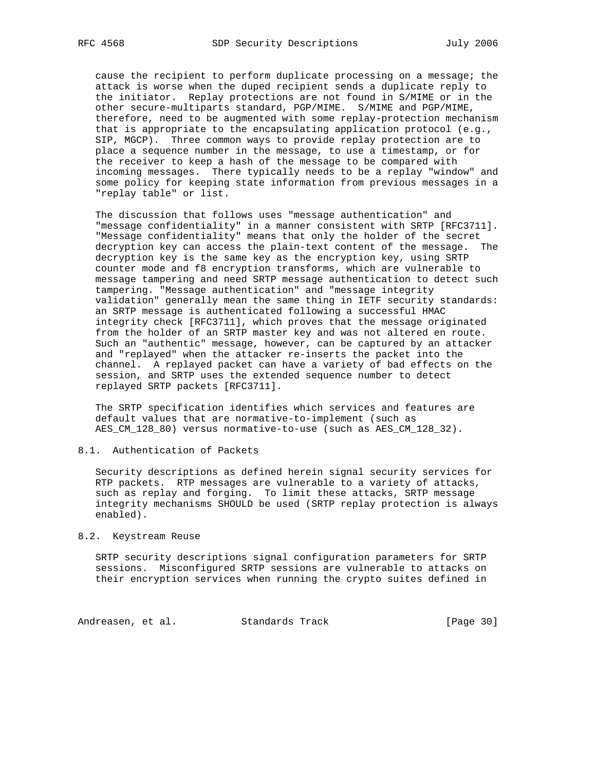cause the recipient to perform duplicate processing on a message; the attack is worse when the duped recipient sends a duplicate reply to the initiator. Replay protections are not found in S/MIME or in the other secure-multiparts standard, PGP/MIME. S/MIME and PGP/MIME, therefore, need to be augmented with some replay-protection mechanism that is appropriate to the encapsulating application protocol (e.g., SIP, MGCP). Three common ways to provide replay protection are to place a sequence number in the message, to use a timestamp, or for the receiver to keep a hash of the message to be compared with incoming messages. There typically needs to be a replay "window" and some policy for keeping state information from previous messages in a "replay table" or list.

The discussion that follows uses "message authentication" and "message confidentiality" in a manner consistent with SRTP [RFC3711]. "Message confidentiality" means that only the holder of the secret decryption key can access the plain-text content of the message. The decryption key is the same key as the encryption key, using SRTP counter mode and f8 encryption transforms, which are vulnerable to message tampering and need SRTP message authentication to detect such tampering. "Message authentication" and "message integrity validation" generally mean the same thing in IETF security standards: an SRTP message is authenticated following a successful HMAC integrity check [RFC3711], which proves that the message originated from the holder of an SRTP master key and was not altered en route. Such an "authentic" message, however, can be captured by an attacker and "replayed" when the attacker re-inserts the packet into the channel. A replayed packet can have a variety of bad effects on the session, and SRTP uses the extended sequence number to detect replayed SRTP packets [RFC3711].

The SRTP specification identifies which services and features are default values that are normative-to-implement (such as AES_CM_128_80) versus normative-to-use (such as AES_CM_128_32).

## 8.1. Authentication of Packets

Security descriptions as defined herein signal security services for RTP packets. RTP messages are vulnerable to a variety of attacks, such as replay and forging. To limit these attacks, SRTP message integrity mechanisms SHOULD be used (SRTP replay protection is always enabled).

## 8.2. Keystream Reuse

SRTP security descriptions signal configuration parameters for SRTP sessions. Misconfigured SRTP sessions are vulnerable to attacks on their encryption services when running the crypto suites defined in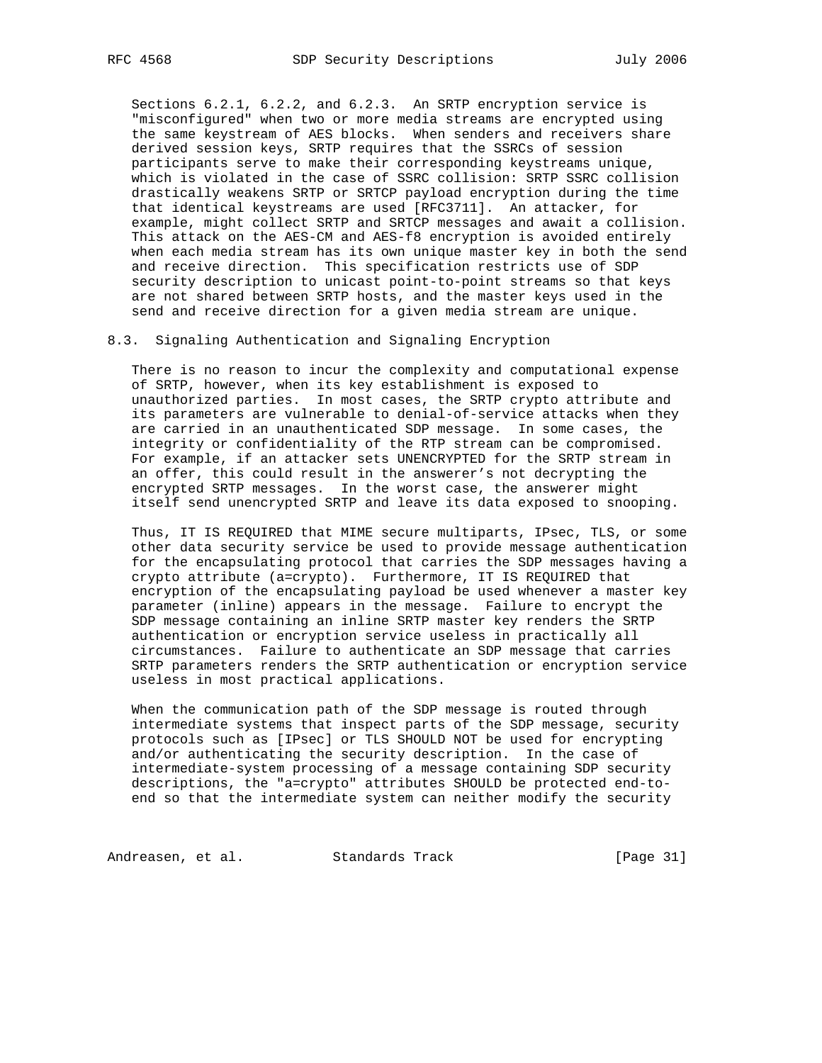Sections 6.2.1, 6.2.2, and 6.2.3. An SRTP encryption service is "misconfigured" when two or more media streams are encrypted using the same keystream of AES blocks. When senders and receivers share derived session keys, SRTP requires that the SSRCs of session participants serve to make their corresponding keystreams unique, which is violated in the case of SSRC collision: SRTP SSRC collision drastically weakens SRTP or SRTCP payload encryption during the time that identical keystreams are used [RFC3711]. An attacker, for example, might collect SRTP and SRTCP messages and await a collision. This attack on the AES-CM and AES-f8 encryption is avoided entirely when each media stream has its own unique master key in both the send and receive direction. This specification restricts use of SDP security description to unicast point-to-point streams so that keys are not shared between SRTP hosts, and the master keys used in the send and receive direction for a given media stream are unique.

### 8.3. Signaling Authentication and Signaling Encryption

There is no reason to incur the complexity and computational expense of SRTP, however, when its key establishment is exposed to unauthorized parties. In most cases, the SRTP crypto attribute and its parameters are vulnerable to denial-of-service attacks when they are carried in an unauthenticated SDP message. In some cases, the integrity or confidentiality of the RTP stream can be compromised. For example, if an attacker sets UNENCRYPTED for the SRTP stream in an offer, this could result in the answerer's not decrypting the encrypted SRTP messages. In the worst case, the answerer might itself send unencrypted SRTP and leave its data exposed to snooping.

Thus, IT IS REQUIRED that MIME secure multiparts, IPsec, TLS, or some other data security service be used to provide message authentication for the encapsulating protocol that carries the SDP messages having a crypto attribute (a=crypto). Furthermore, IT IS REQUIRED that encryption of the encapsulating payload be used whenever a master key parameter (inline) appears in the message. Failure to encrypt the SDP message containing an inline SRTP master key renders the SRTP authentication or encryption service useless in practically all circumstances. Failure to authenticate an SDP message that carries SRTP parameters renders the SRTP authentication or encryption service useless in most practical applications.

When the communication path of the SDP message is routed through intermediate systems that inspect parts of the SDP message, security protocols such as [IPsec] or TLS SHOULD NOT be used for encrypting and/or authenticating the security description. In the case of intermediate-system processing of a message containing SDP security descriptions, the "a=crypto" attributes SHOULD be protected end-to-end so that the intermediate system can neither modify the security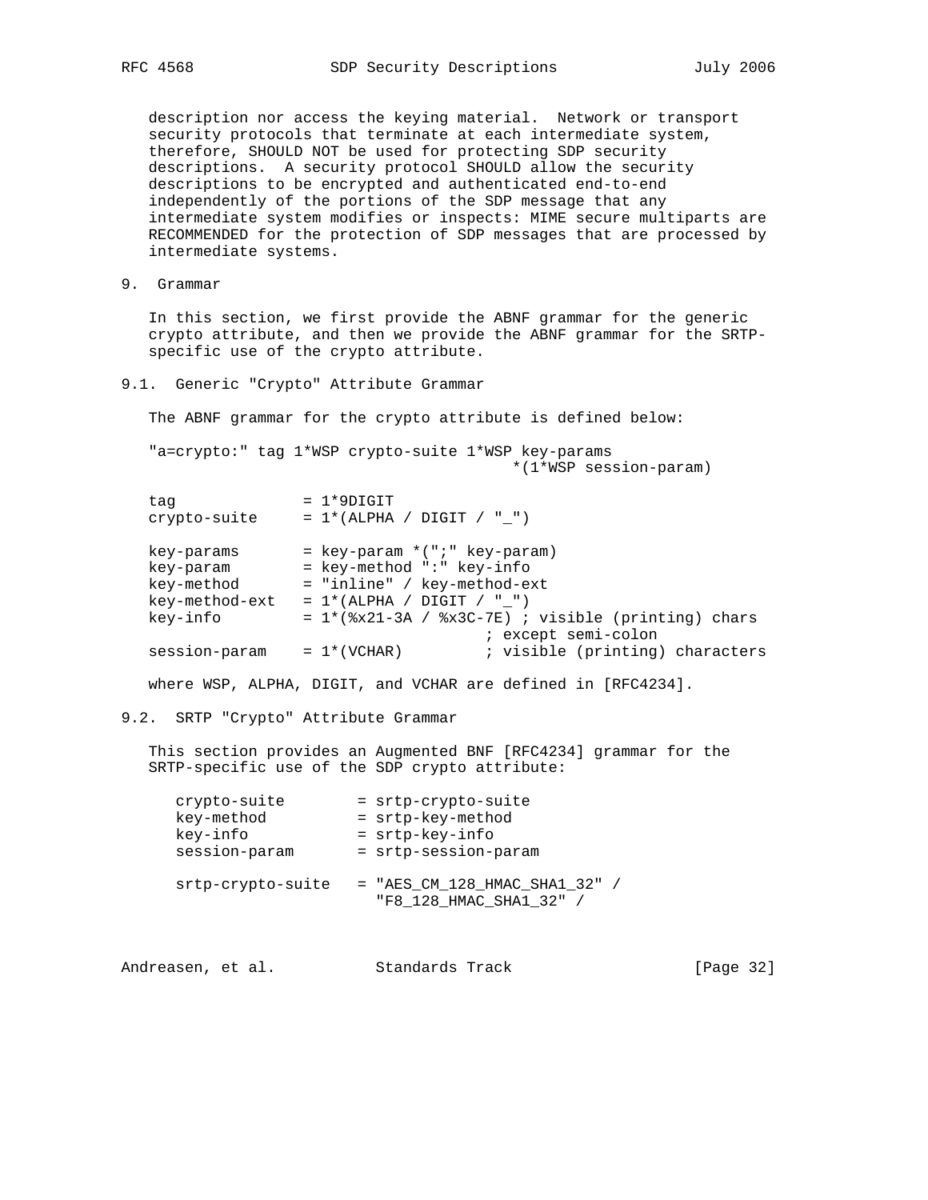description nor access the keying material. Network or transport security protocols that terminate at each intermediate system, therefore, SHOULD NOT be used for protecting SDP security descriptions. A security protocol SHOULD allow the security descriptions to be encrypted and authenticated end-to-end independently of the portions of the SDP message that any intermediate system modifies or inspects: MIME secure multiparts are RECOMMENDED for the protection of SDP messages that are processed by intermediate systems.

## 9. Grammar

In this section, we first provide the ABNF grammar for the generic crypto attribute, and then we provide the ABNF grammar for the SRTP-specific use of the crypto attribute.

### 9.1. Generic "Crypto" Attribute Grammar

The ABNF grammar for the crypto attribute is defined below:

```
"a=crypto:" tag 1*WSP crypto-suite 1*WSP key-params
                                      *(1*WSP session-param)

tag              = 1*9DIGIT
crypto-suite     = 1*(ALPHA / DIGIT / "_")

key-params       = key-param *(";" key-param)
key-param        = key-method ":" key-info
key-method       = "inline" / key-method-ext
key-method-ext   = 1*(ALPHA / DIGIT / "_")
key-info         = 1*(%x21-3A / %x3C-7E) ; visible (printing) chars
                                  ; except semi-colon
session-param    = 1*(VCHAR)         ; visible (printing) characters
```

where WSP, ALPHA, DIGIT, and VCHAR are defined in [RFC4234].

### 9.2. SRTP "Crypto" Attribute Grammar

This section provides an Augmented BNF [RFC4234] grammar for the SRTP-specific use of the SDP crypto attribute:

```
crypto-suite        = srtp-crypto-suite
key-method          = srtp-key-method
key-info            = srtp-key-info
session-param       = srtp-session-param

srtp-crypto-suite   = "AES_CM_128_HMAC_SHA1_32" /
                      "F8_128_HMAC_SHA1_32" /
```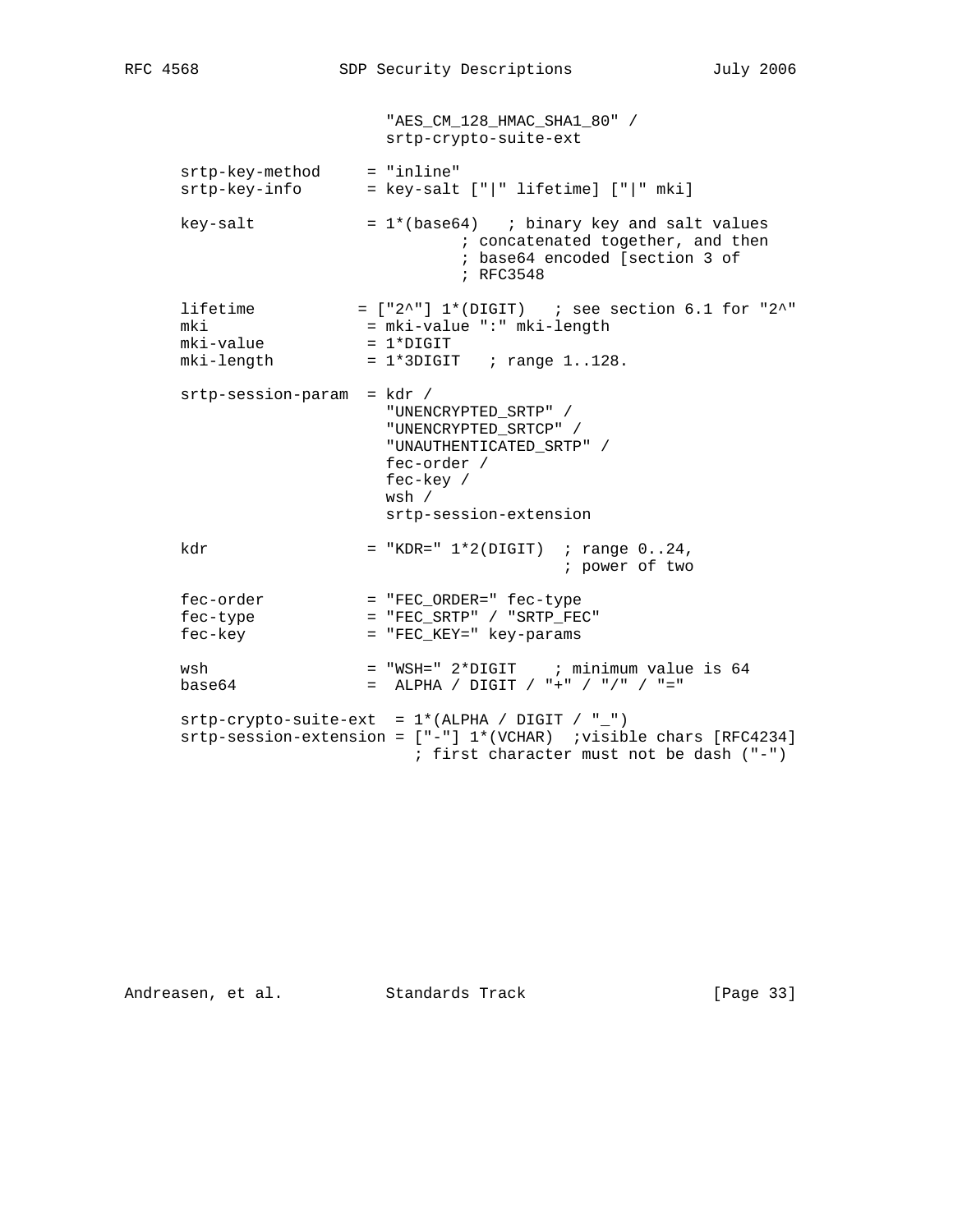```
                        "AES_CM_128_HMAC_SHA1_80" /
                        srtp-crypto-suite-ext

   srtp-key-method     = "inline"
   srtp-key-info       = key-salt ["|" lifetime] ["|" mki]

   key-salt            = 1*(base64)   ; binary key and salt values
                                 ; concatenated together, and then
                                 ; base64 encoded [section 3 of
                                 ; RFC3548

   lifetime           = ["2^"] 1*(DIGIT)   ; see section 6.1 for "2^"
   mki                 = mki-value ":" mki-length
   mki-value           = 1*DIGIT
   mki-length          = 1*3DIGIT   ; range 1..128.

   srtp-session-param  = kdr /
                        "UNENCRYPTED_SRTP" /
                        "UNENCRYPTED_SRTCP" /
                        "UNAUTHENTICATED_SRTP" /
                        fec-order /
                        fec-key /
                        wsh /
                        srtp-session-extension

   kdr                 = "KDR=" 1*2(DIGIT)  ; range 0..24,
                                           ; power of two

   fec-order           = "FEC_ORDER=" fec-type
   fec-type            = "FEC_SRTP" / "SRTP_FEC"
   fec-key             = "FEC_KEY=" key-params

   wsh                 = "WSH=" 2*DIGIT    ; minimum value is 64
   base64              =  ALPHA / DIGIT / "+" / "/" / "="

   srtp-crypto-suite-ext  = 1*(ALPHA / DIGIT / "_")
   srtp-session-extension = ["-"] 1*(VCHAR)  ;visible chars [RFC4234]
                           ; first character must not be dash ("-")
```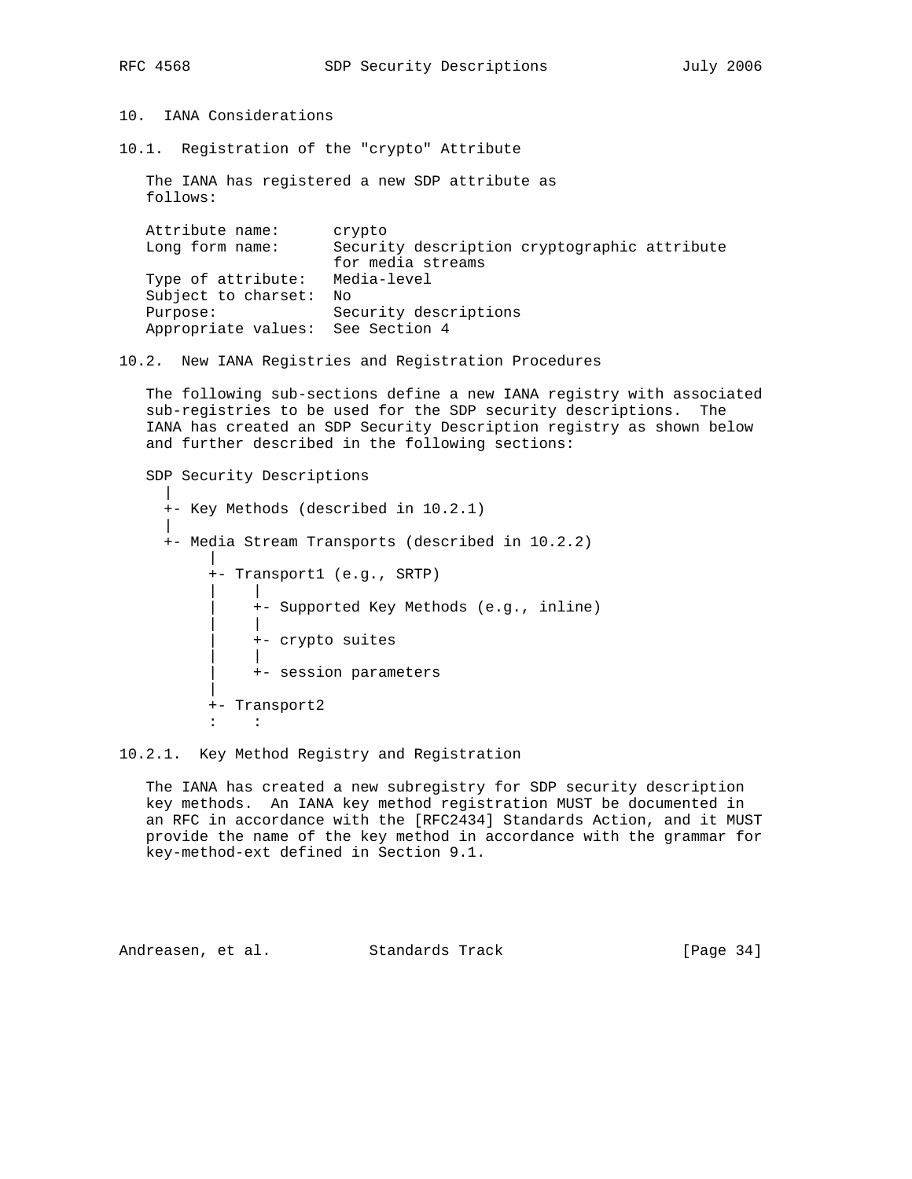## 10. IANA Considerations

### 10.1. Registration of the "crypto" Attribute

The IANA has registered a new SDP attribute as follows:

```
Attribute name:      crypto
Long form name:      Security description cryptographic attribute
                     for media streams
Type of attribute:   Media-level
Subject to charset:  No
Purpose:             Security descriptions
Appropriate values:  See Section 4
```

### 10.2. New IANA Registries and Registration Procedures

The following sub-sections define a new IANA registry with associated sub-registries to be used for the SDP security descriptions. The IANA has created an SDP Security Description registry as shown below and further described in the following sections:

```
SDP Security Descriptions
  |
  +- Key Methods (described in 10.2.1)
  |
  +- Media Stream Transports (described in 10.2.2)
       |
       +- Transport1 (e.g., SRTP)
       |    |
       |    +- Supported Key Methods (e.g., inline)
       |    |
       |    +- crypto suites
       |    |
       |    +- session parameters
       |
       +- Transport2
       :    :
```

#### 10.2.1. Key Method Registry and Registration

The IANA has created a new subregistry for SDP security description key methods. An IANA key method registration MUST be documented in an RFC in accordance with the [RFC2434] Standards Action, and it MUST provide the name of the key method in accordance with the grammar for key-method-ext defined in Section 9.1.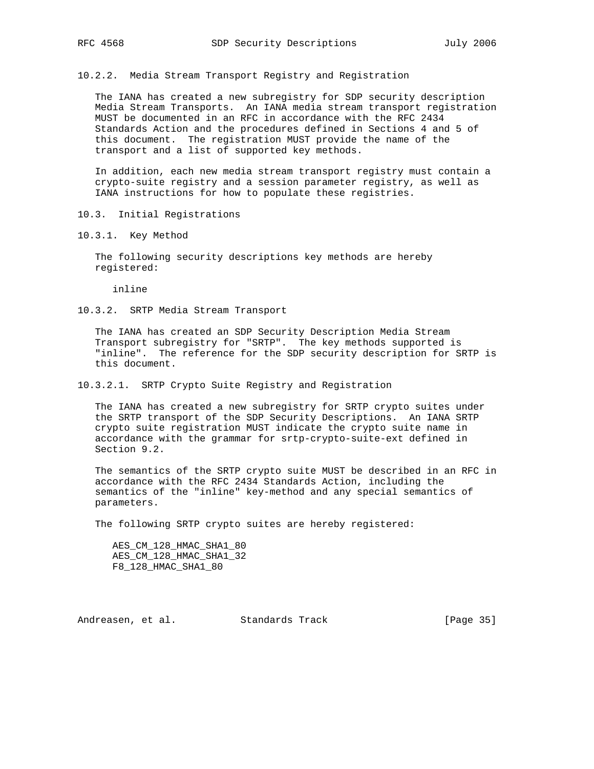#### 10.2.2. Media Stream Transport Registry and Registration

The IANA has created a new subregistry for SDP security description Media Stream Transports. An IANA media stream transport registration MUST be documented in an RFC in accordance with the RFC 2434 Standards Action and the procedures defined in Sections 4 and 5 of this document. The registration MUST provide the name of the transport and a list of supported key methods.

In addition, each new media stream transport registry must contain a crypto-suite registry and a session parameter registry, as well as IANA instructions for how to populate these registries.

### 10.3. Initial Registrations

#### 10.3.1. Key Method

The following security descriptions key methods are hereby registered:

```
inline
```

#### 10.3.2. SRTP Media Stream Transport

The IANA has created an SDP Security Description Media Stream Transport subregistry for "SRTP". The key methods supported is "inline". The reference for the SDP security description for SRTP is this document.

##### 10.3.2.1. SRTP Crypto Suite Registry and Registration

The IANA has created a new subregistry for SRTP crypto suites under the SRTP transport of the SDP Security Descriptions. An IANA SRTP crypto suite registration MUST indicate the crypto suite name in accordance with the grammar for srtp-crypto-suite-ext defined in Section 9.2.

The semantics of the SRTP crypto suite MUST be described in an RFC in accordance with the RFC 2434 Standards Action, including the semantics of the "inline" key-method and any special semantics of parameters.

The following SRTP crypto suites are hereby registered:

```
AES_CM_128_HMAC_SHA1_80
AES_CM_128_HMAC_SHA1_32
F8_128_HMAC_SHA1_80
```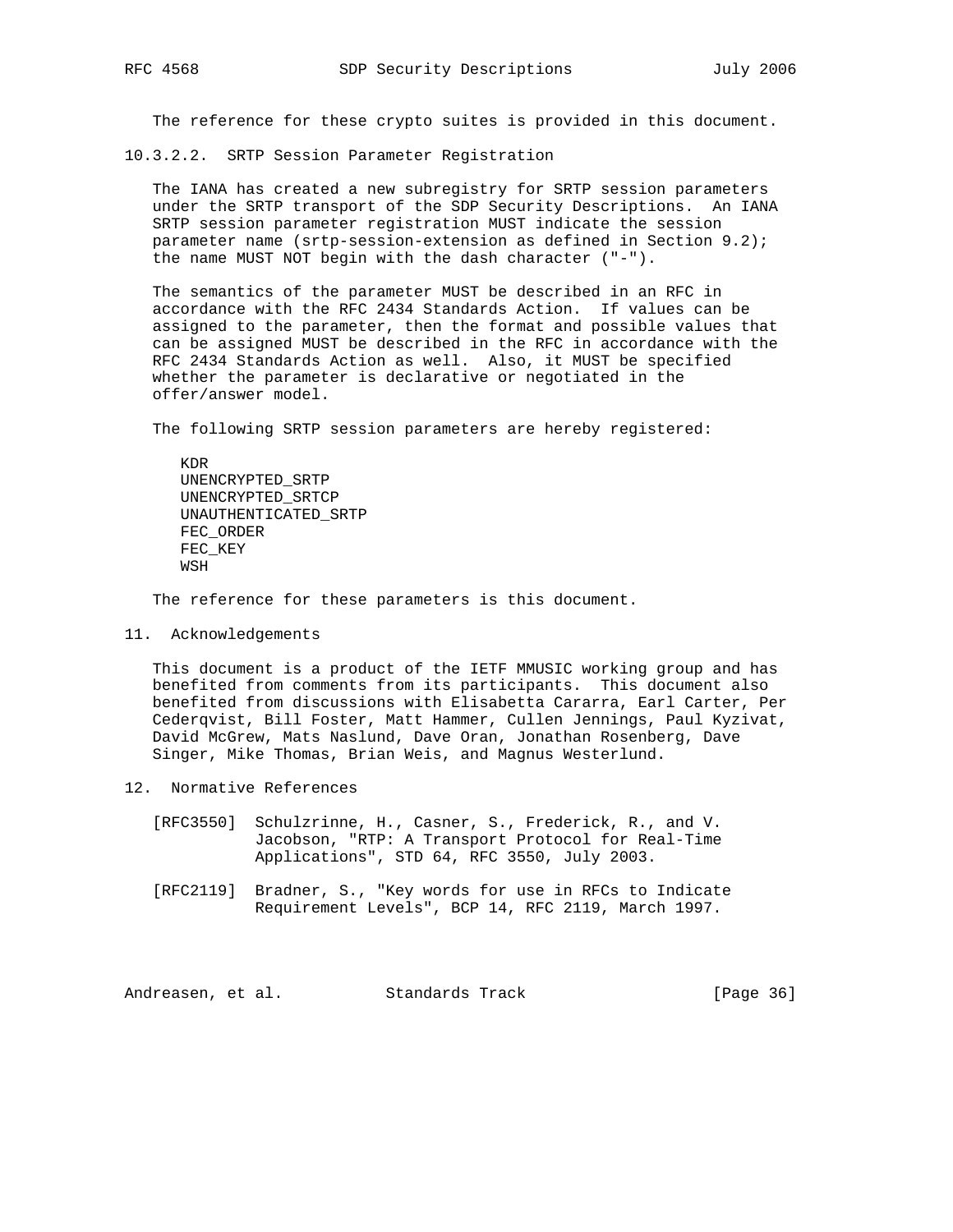The reference for these crypto suites is provided in this document.

#### 10.3.2.2. SRTP Session Parameter Registration

The IANA has created a new subregistry for SRTP session parameters under the SRTP transport of the SDP Security Descriptions. An IANA SRTP session parameter registration MUST indicate the session parameter name (srtp-session-extension as defined in Section 9.2); the name MUST NOT begin with the dash character ("-").

The semantics of the parameter MUST be described in an RFC in accordance with the RFC 2434 Standards Action. If values can be assigned to the parameter, then the format and possible values that can be assigned MUST be described in the RFC in accordance with the RFC 2434 Standards Action as well. Also, it MUST be specified whether the parameter is declarative or negotiated in the offer/answer model.

The following SRTP session parameters are hereby registered:

```
KDR
UNENCRYPTED_SRTP
UNENCRYPTED_SRTCP
UNAUTHENTICATED_SRTP
FEC_ORDER
FEC_KEY
WSH
```

The reference for these parameters is this document.

## 11. Acknowledgements

This document is a product of the IETF MMUSIC working group and has benefited from comments from its participants. This document also benefited from discussions with Elisabetta Cararra, Earl Carter, Per Cederqvist, Bill Foster, Matt Hammer, Cullen Jennings, Paul Kyzivat, David McGrew, Mats Naslund, Dave Oran, Jonathan Rosenberg, Dave Singer, Mike Thomas, Brian Weis, and Magnus Westerlund.

## 12. Normative References

[RFC3550] Schulzrinne, H., Casner, S., Frederick, R., and V. Jacobson, "RTP: A Transport Protocol for Real-Time Applications", STD 64, RFC 3550, July 2003.

[RFC2119] Bradner, S., "Key words for use in RFCs to Indicate Requirement Levels", BCP 14, RFC 2119, March 1997.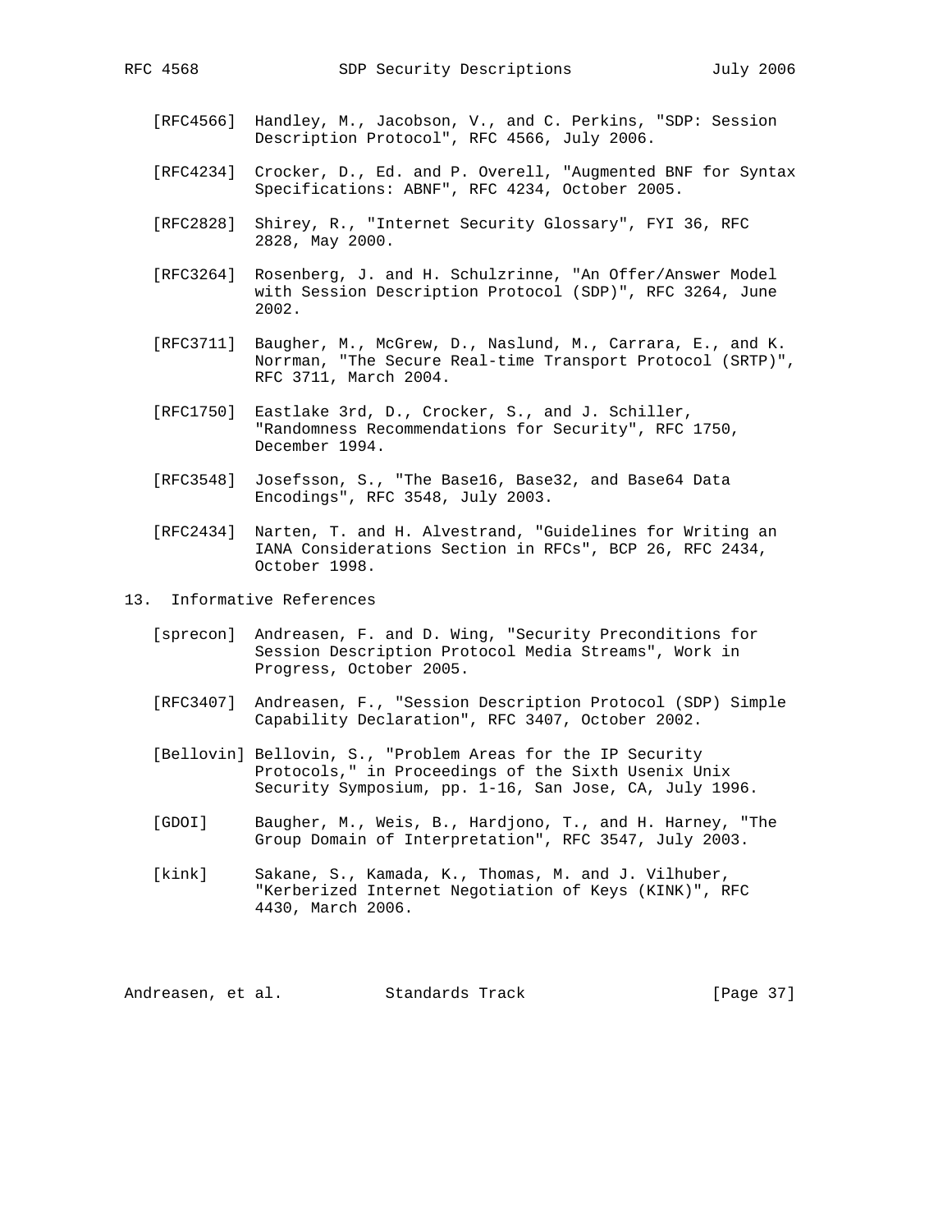[RFC4566] Handley, M., Jacobson, V., and C. Perkins, "SDP: Session Description Protocol", RFC 4566, July 2006.

[RFC4234] Crocker, D., Ed. and P. Overell, "Augmented BNF for Syntax Specifications: ABNF", RFC 4234, October 2005.

[RFC2828] Shirey, R., "Internet Security Glossary", FYI 36, RFC 2828, May 2000.

[RFC3264] Rosenberg, J. and H. Schulzrinne, "An Offer/Answer Model with Session Description Protocol (SDP)", RFC 3264, June 2002.

[RFC3711] Baugher, M., McGrew, D., Naslund, M., Carrara, E., and K. Norrman, "The Secure Real-time Transport Protocol (SRTP)", RFC 3711, March 2004.

[RFC1750] Eastlake 3rd, D., Crocker, S., and J. Schiller, "Randomness Recommendations for Security", RFC 1750, December 1994.

[RFC3548] Josefsson, S., "The Base16, Base32, and Base64 Data Encodings", RFC 3548, July 2003.

[RFC2434] Narten, T. and H. Alvestrand, "Guidelines for Writing an IANA Considerations Section in RFCs", BCP 26, RFC 2434, October 1998.

## 13. Informative References

[sprecon] Andreasen, F. and D. Wing, "Security Preconditions for Session Description Protocol Media Streams", Work in Progress, October 2005.

[RFC3407] Andreasen, F., "Session Description Protocol (SDP) Simple Capability Declaration", RFC 3407, October 2002.

[Bellovin] Bellovin, S., "Problem Areas for the IP Security Protocols," in Proceedings of the Sixth Usenix Unix Security Symposium, pp. 1-16, San Jose, CA, July 1996.

[GDOI] Baugher, M., Weis, B., Hardjono, T., and H. Harney, "The Group Domain of Interpretation", RFC 3547, July 2003.

[kink] Sakane, S., Kamada, K., Thomas, M. and J. Vilhuber, "Kerberized Internet Negotiation of Keys (KINK)", RFC 4430, March 2006.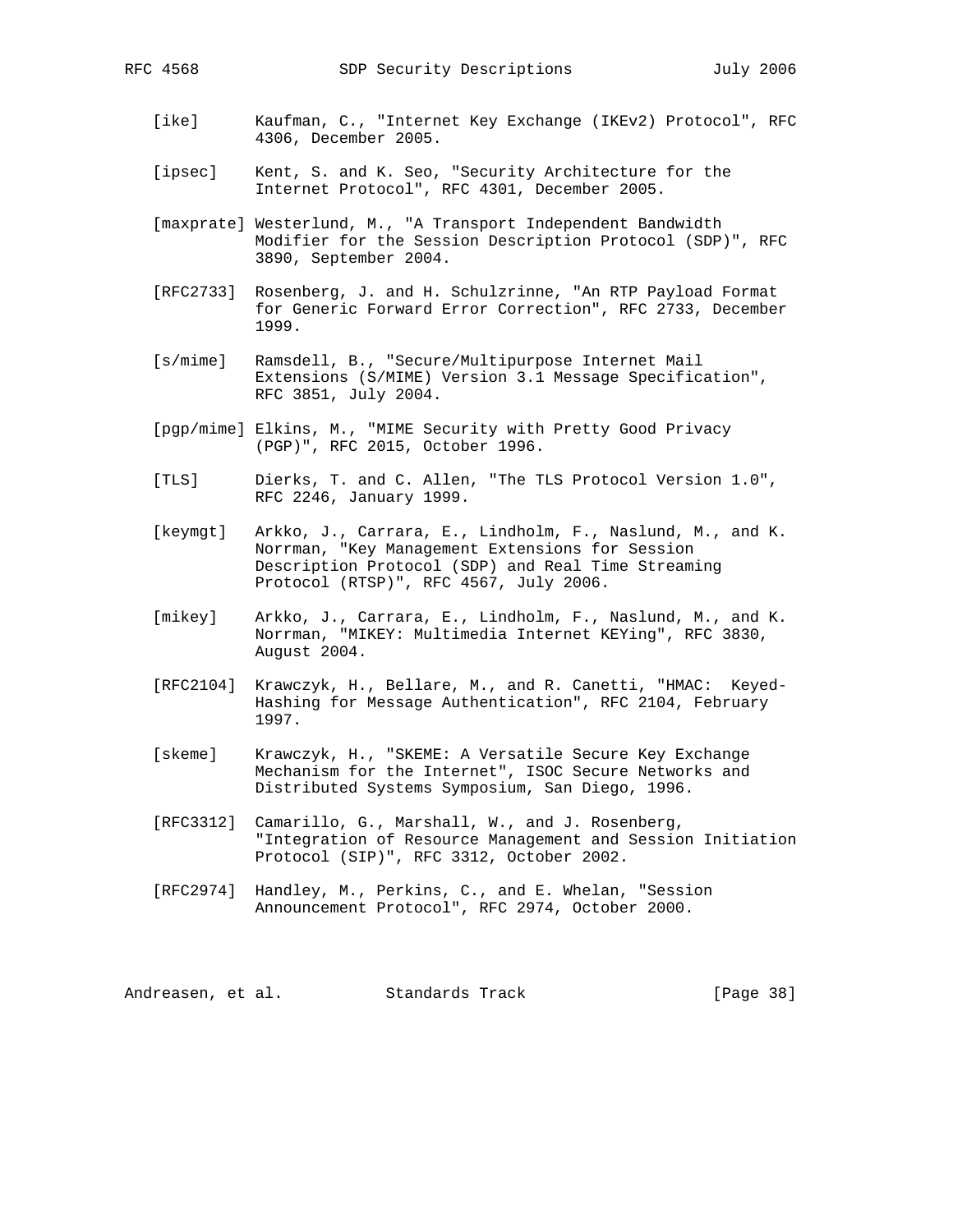[ike] Kaufman, C., "Internet Key Exchange (IKEv2) Protocol", RFC 4306, December 2005.

[ipsec] Kent, S. and K. Seo, "Security Architecture for the Internet Protocol", RFC 4301, December 2005.

[maxprate] Westerlund, M., "A Transport Independent Bandwidth Modifier for the Session Description Protocol (SDP)", RFC 3890, September 2004.

[RFC2733] Rosenberg, J. and H. Schulzrinne, "An RTP Payload Format for Generic Forward Error Correction", RFC 2733, December 1999.

[s/mime] Ramsdell, B., "Secure/Multipurpose Internet Mail Extensions (S/MIME) Version 3.1 Message Specification", RFC 3851, July 2004.

[pgp/mime] Elkins, M., "MIME Security with Pretty Good Privacy (PGP)", RFC 2015, October 1996.

[TLS] Dierks, T. and C. Allen, "The TLS Protocol Version 1.0", RFC 2246, January 1999.

[keymgt] Arkko, J., Carrara, E., Lindholm, F., Naslund, M., and K. Norrman, "Key Management Extensions for Session Description Protocol (SDP) and Real Time Streaming Protocol (RTSP)", RFC 4567, July 2006.

[mikey] Arkko, J., Carrara, E., Lindholm, F., Naslund, M., and K. Norrman, "MIKEY: Multimedia Internet KEYing", RFC 3830, August 2004.

[RFC2104] Krawczyk, H., Bellare, M., and R. Canetti, "HMAC: Keyed-Hashing for Message Authentication", RFC 2104, February 1997.

[skeme] Krawczyk, H., "SKEME: A Versatile Secure Key Exchange Mechanism for the Internet", ISOC Secure Networks and Distributed Systems Symposium, San Diego, 1996.

[RFC3312] Camarillo, G., Marshall, W., and J. Rosenberg, "Integration of Resource Management and Session Initiation Protocol (SIP)", RFC 3312, October 2002.

[RFC2974] Handley, M., Perkins, C., and E. Whelan, "Session Announcement Protocol", RFC 2974, October 2000.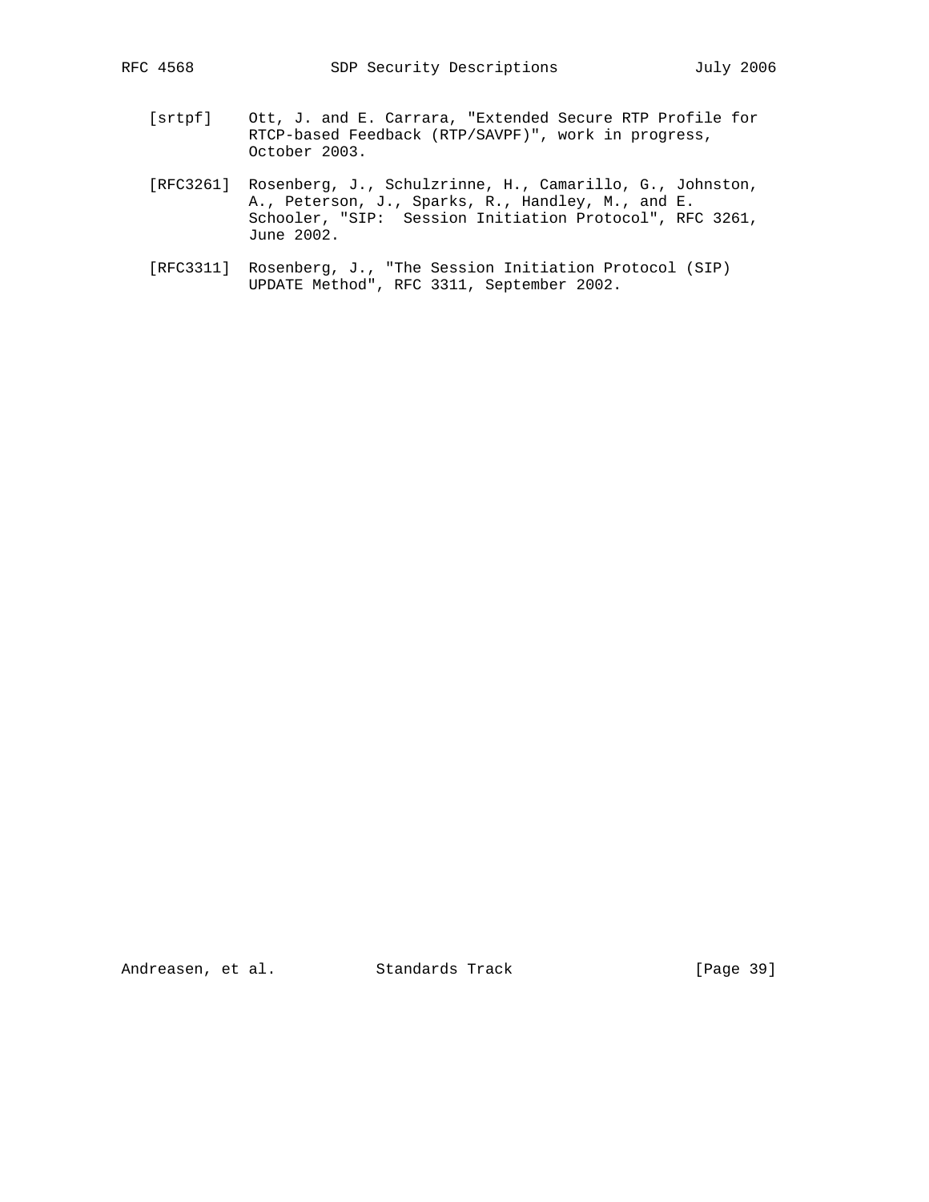[srtpf] Ott, J. and E. Carrara, "Extended Secure RTP Profile for RTCP-based Feedback (RTP/SAVPF)", work in progress, October 2003.

[RFC3261] Rosenberg, J., Schulzrinne, H., Camarillo, G., Johnston, A., Peterson, J., Sparks, R., Handley, M., and E. Schooler, "SIP: Session Initiation Protocol", RFC 3261, June 2002.

[RFC3311] Rosenberg, J., "The Session Initiation Protocol (SIP) UPDATE Method", RFC 3311, September 2002.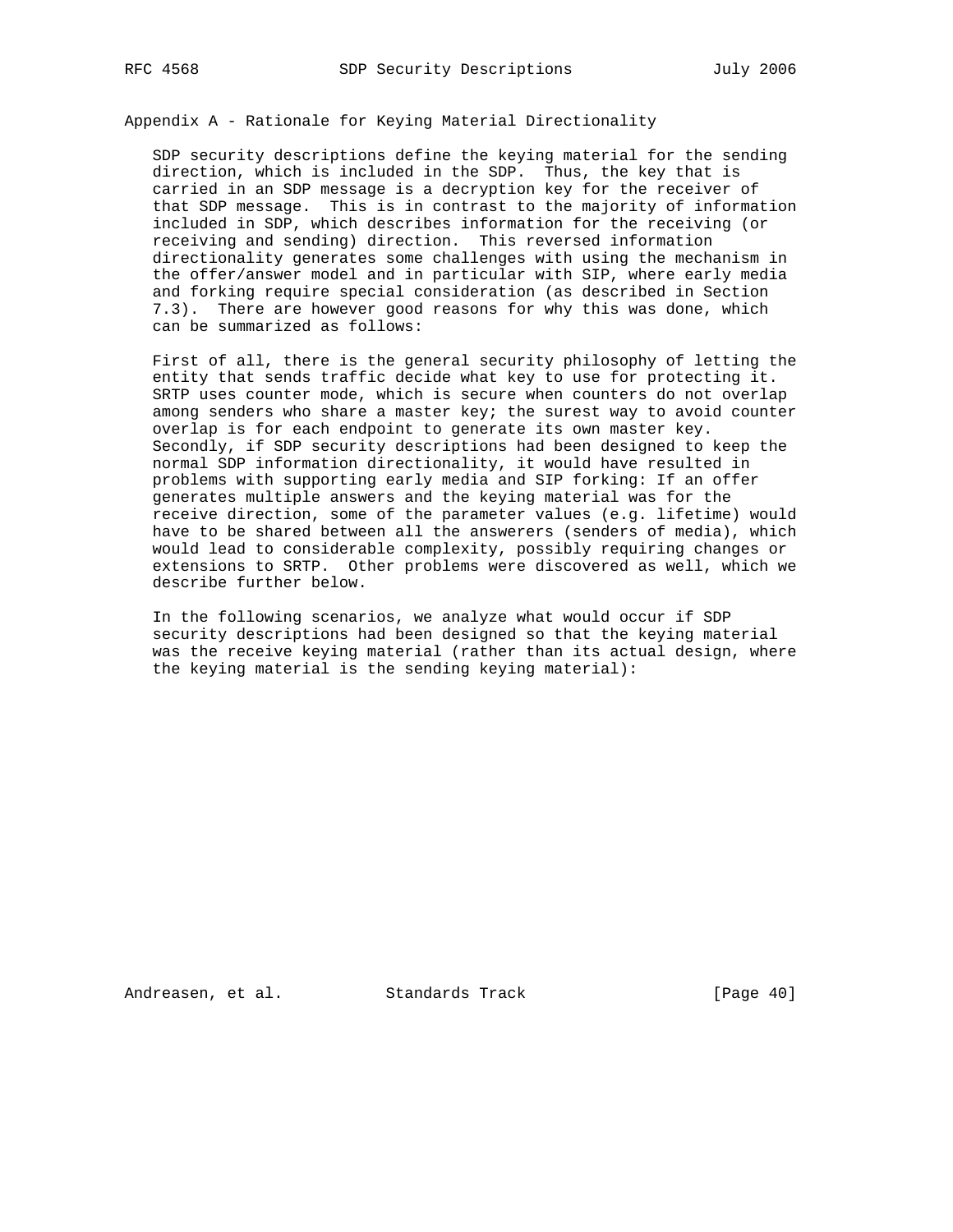## Appendix A - Rationale for Keying Material Directionality

SDP security descriptions define the keying material for the sending direction, which is included in the SDP. Thus, the key that is carried in an SDP message is a decryption key for the receiver of that SDP message. This is in contrast to the majority of information included in SDP, which describes information for the receiving (or receiving and sending) direction. This reversed information directionality generates some challenges with using the mechanism in the offer/answer model and in particular with SIP, where early media and forking require special consideration (as described in Section 7.3). There are however good reasons for why this was done, which can be summarized as follows:

First of all, there is the general security philosophy of letting the entity that sends traffic decide what key to use for protecting it. SRTP uses counter mode, which is secure when counters do not overlap among senders who share a master key; the surest way to avoid counter overlap is for each endpoint to generate its own master key. Secondly, if SDP security descriptions had been designed to keep the normal SDP information directionality, it would have resulted in problems with supporting early media and SIP forking: If an offer generates multiple answers and the keying material was for the receive direction, some of the parameter values (e.g. lifetime) would have to be shared between all the answerers (senders of media), which would lead to considerable complexity, possibly requiring changes or extensions to SRTP. Other problems were discovered as well, which we describe further below.

In the following scenarios, we analyze what would occur if SDP security descriptions had been designed so that the keying material was the receive keying material (rather than its actual design, where the keying material is the sending keying material):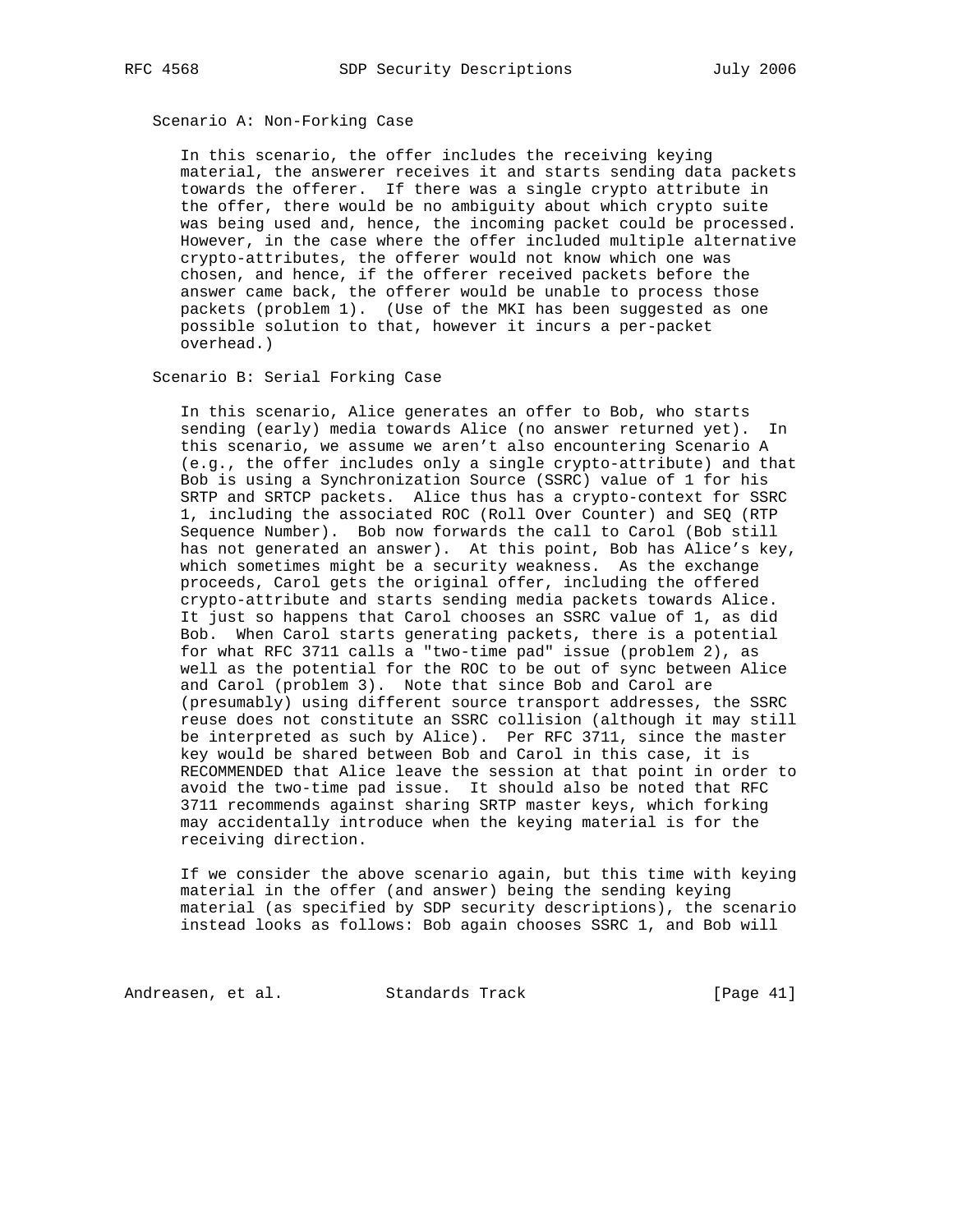Scenario A: Non-Forking Case

In this scenario, the offer includes the receiving keying material, the answerer receives it and starts sending data packets towards the offerer. If there was a single crypto attribute in the offer, there would be no ambiguity about which crypto suite was being used and, hence, the incoming packet could be processed. However, in the case where the offer included multiple alternative crypto-attributes, the offerer would not know which one was chosen, and hence, if the offerer received packets before the answer came back, the offerer would be unable to process those packets (problem 1). (Use of the MKI has been suggested as one possible solution to that, however it incurs a per-packet overhead.)

Scenario B: Serial Forking Case

In this scenario, Alice generates an offer to Bob, who starts sending (early) media towards Alice (no answer returned yet). In this scenario, we assume we aren't also encountering Scenario A (e.g., the offer includes only a single crypto-attribute) and that Bob is using a Synchronization Source (SSRC) value of 1 for his SRTP and SRTCP packets. Alice thus has a crypto-context for SSRC 1, including the associated ROC (Roll Over Counter) and SEQ (RTP Sequence Number). Bob now forwards the call to Carol (Bob still has not generated an answer). At this point, Bob has Alice's key, which sometimes might be a security weakness. As the exchange proceeds, Carol gets the original offer, including the offered crypto-attribute and starts sending media packets towards Alice. It just so happens that Carol chooses an SSRC value of 1, as did Bob. When Carol starts generating packets, there is a potential for what RFC 3711 calls a "two-time pad" issue (problem 2), as well as the potential for the ROC to be out of sync between Alice and Carol (problem 3). Note that since Bob and Carol are (presumably) using different source transport addresses, the SSRC reuse does not constitute an SSRC collision (although it may still be interpreted as such by Alice). Per RFC 3711, since the master key would be shared between Bob and Carol in this case, it is RECOMMENDED that Alice leave the session at that point in order to avoid the two-time pad issue. It should also be noted that RFC 3711 recommends against sharing SRTP master keys, which forking may accidentally introduce when the keying material is for the receiving direction.

If we consider the above scenario again, but this time with keying material in the offer (and answer) being the sending keying material (as specified by SDP security descriptions), the scenario instead looks as follows: Bob again chooses SSRC 1, and Bob will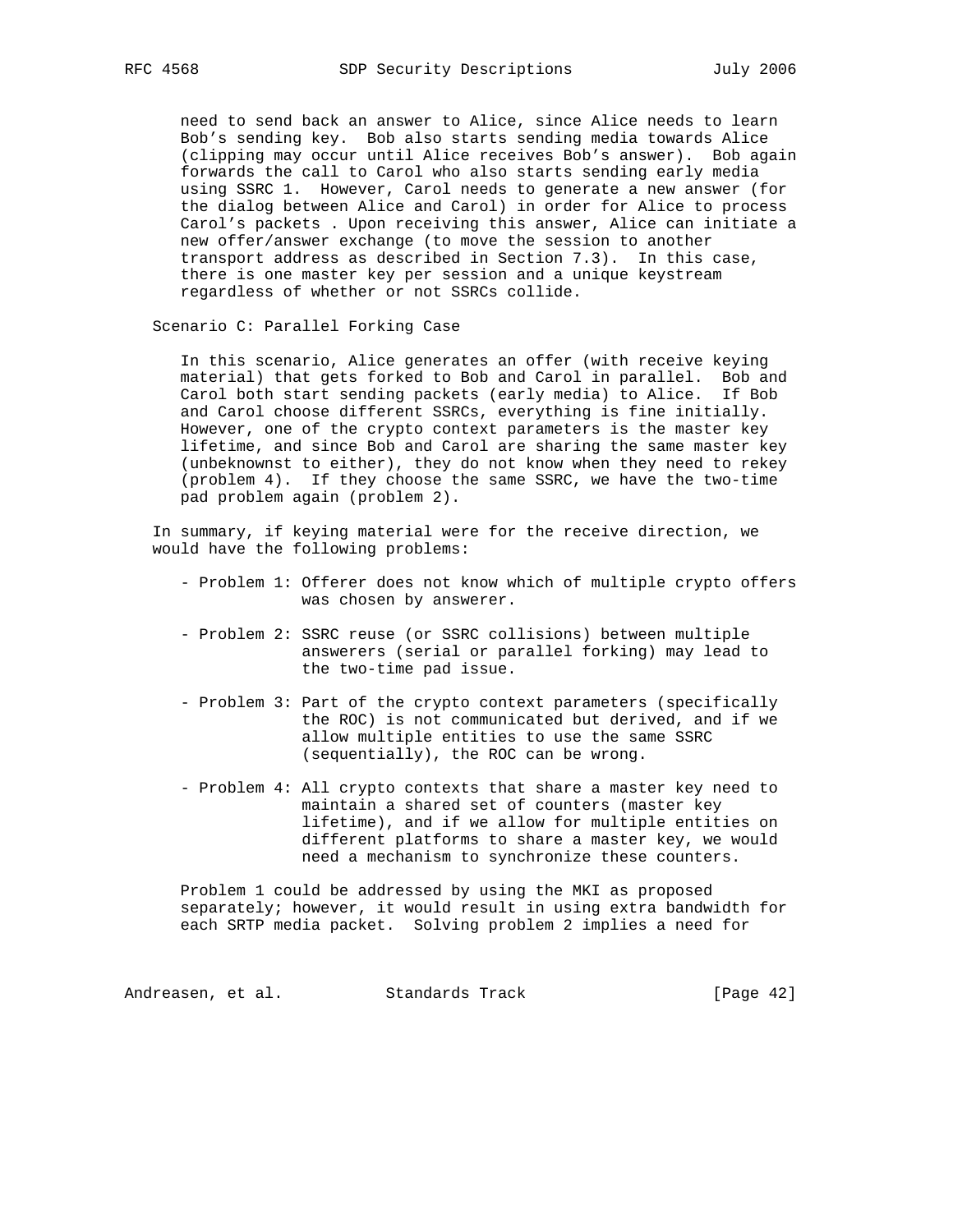need to send back an answer to Alice, since Alice needs to learn Bob's sending key. Bob also starts sending media towards Alice (clipping may occur until Alice receives Bob's answer). Bob again forwards the call to Carol who also starts sending early media using SSRC 1. However, Carol needs to generate a new answer (for the dialog between Alice and Carol) in order for Alice to process Carol's packets . Upon receiving this answer, Alice can initiate a new offer/answer exchange (to move the session to another transport address as described in Section 7.3). In this case, there is one master key per session and a unique keystream regardless of whether or not SSRCs collide.

Scenario C: Parallel Forking Case

In this scenario, Alice generates an offer (with receive keying material) that gets forked to Bob and Carol in parallel. Bob and Carol both start sending packets (early media) to Alice. If Bob and Carol choose different SSRCs, everything is fine initially. However, one of the crypto context parameters is the master key lifetime, and since Bob and Carol are sharing the same master key (unbeknownst to either), they do not know when they need to rekey (problem 4). If they choose the same SSRC, we have the two-time pad problem again (problem 2).

In summary, if keying material were for the receive direction, we would have the following problems:

- Problem 1: Offerer does not know which of multiple crypto offers was chosen by answerer.

- Problem 2: SSRC reuse (or SSRC collisions) between multiple answerers (serial or parallel forking) may lead to the two-time pad issue.

- Problem 3: Part of the crypto context parameters (specifically the ROC) is not communicated but derived, and if we allow multiple entities to use the same SSRC (sequentially), the ROC can be wrong.

- Problem 4: All crypto contexts that share a master key need to maintain a shared set of counters (master key lifetime), and if we allow for multiple entities on different platforms to share a master key, we would need a mechanism to synchronize these counters.

Problem 1 could be addressed by using the MKI as proposed separately; however, it would result in using extra bandwidth for each SRTP media packet. Solving problem 2 implies a need for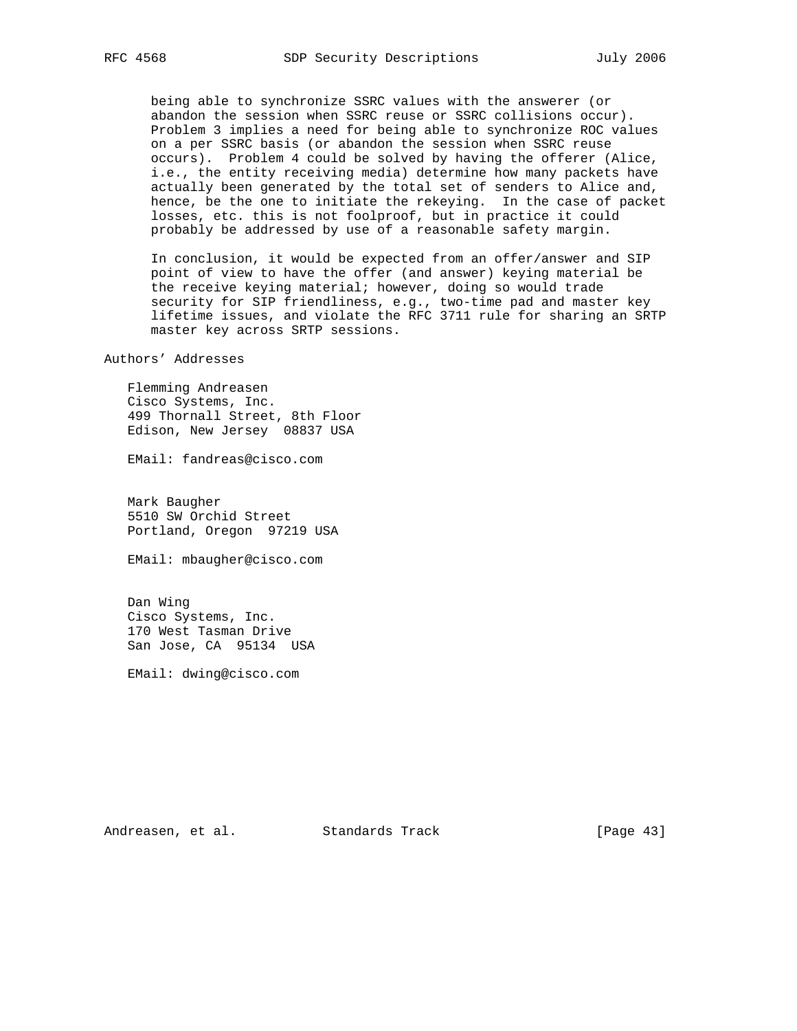being able to synchronize SSRC values with the answerer (or abandon the session when SSRC reuse or SSRC collisions occur). Problem 3 implies a need for being able to synchronize ROC values on a per SSRC basis (or abandon the session when SSRC reuse occurs). Problem 4 could be solved by having the offerer (Alice, i.e., the entity receiving media) determine how many packets have actually been generated by the total set of senders to Alice and, hence, be the one to initiate the rekeying. In the case of packet losses, etc. this is not foolproof, but in practice it could probably be addressed by use of a reasonable safety margin.

In conclusion, it would be expected from an offer/answer and SIP point of view to have the offer (and answer) keying material be the receive keying material; however, doing so would trade security for SIP friendliness, e.g., two-time pad and master key lifetime issues, and violate the RFC 3711 rule for sharing an SRTP master key across SRTP sessions.

## Authors' Addresses

Flemming Andreasen  
Cisco Systems, Inc.  
499 Thornall Street, 8th Floor  
Edison, New Jersey 08837 USA

EMail: fandreas@cisco.com

Mark Baugher  
5510 SW Orchid Street  
Portland, Oregon 97219 USA

EMail: mbaugher@cisco.com

Dan Wing  
Cisco Systems, Inc.  
170 West Tasman Drive  
San Jose, CA 95134 USA

EMail: dwing@cisco.com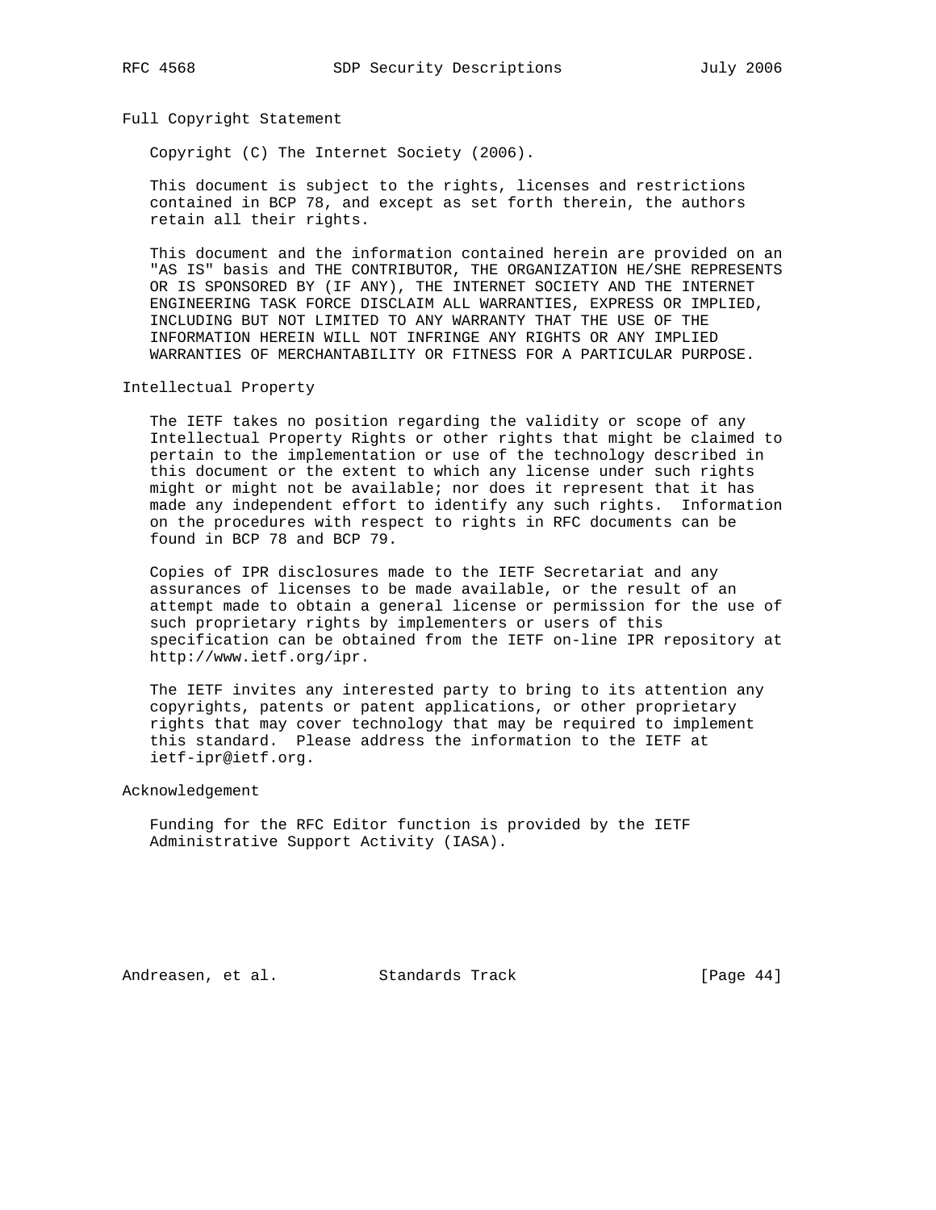## Full Copyright Statement

Copyright (C) The Internet Society (2006).

This document is subject to the rights, licenses and restrictions contained in BCP 78, and except as set forth therein, the authors retain all their rights.

This document and the information contained herein are provided on an "AS IS" basis and THE CONTRIBUTOR, THE ORGANIZATION HE/SHE REPRESENTS OR IS SPONSORED BY (IF ANY), THE INTERNET SOCIETY AND THE INTERNET ENGINEERING TASK FORCE DISCLAIM ALL WARRANTIES, EXPRESS OR IMPLIED, INCLUDING BUT NOT LIMITED TO ANY WARRANTY THAT THE USE OF THE INFORMATION HEREIN WILL NOT INFRINGE ANY RIGHTS OR ANY IMPLIED WARRANTIES OF MERCHANTABILITY OR FITNESS FOR A PARTICULAR PURPOSE.

## Intellectual Property

The IETF takes no position regarding the validity or scope of any Intellectual Property Rights or other rights that might be claimed to pertain to the implementation or use of the technology described in this document or the extent to which any license under such rights might or might not be available; nor does it represent that it has made any independent effort to identify any such rights. Information on the procedures with respect to rights in RFC documents can be found in BCP 78 and BCP 79.

Copies of IPR disclosures made to the IETF Secretariat and any assurances of licenses to be made available, or the result of an attempt made to obtain a general license or permission for the use of such proprietary rights by implementers or users of this specification can be obtained from the IETF on-line IPR repository at http://www.ietf.org/ipr.

The IETF invites any interested party to bring to its attention any copyrights, patents or patent applications, or other proprietary rights that may cover technology that may be required to implement this standard. Please address the information to the IETF at ietf-ipr@ietf.org.

## Acknowledgement

Funding for the RFC Editor function is provided by the IETF Administrative Support Activity (IASA).